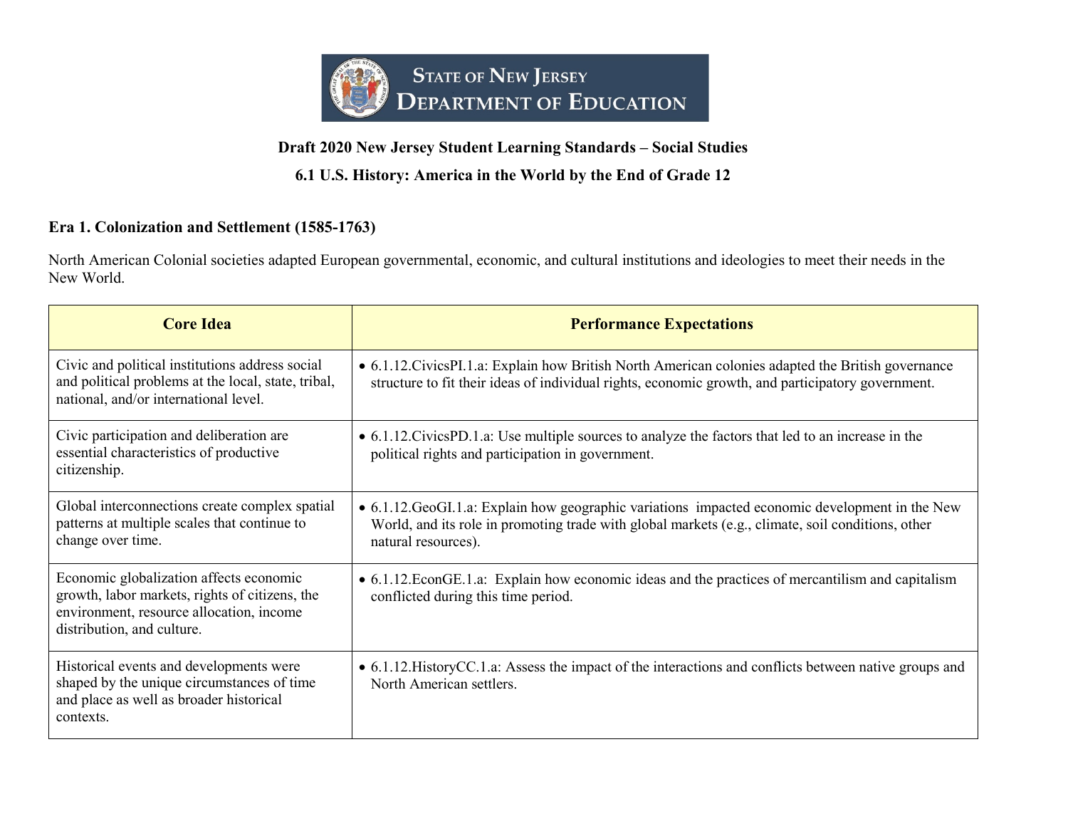# State of New Jersey Department of Education

## Draft 2020 New Jersey Student Learning Standards – Social Studies

## 6.1 U.S. History: America in the World by the End of Grade 12

### Era 1. Colonization and Settlement (1585-1763)

North American Colonial societies adapted European governmental, economic, and cultural institutions and ideologies to meet their needs in the New World.

| Core Idea | Performance Expectations |
| --- | --- |
| Civic and political institutions address social and political problems at the local, state, tribal, national, and/or international level. | • 6.1.12.CivicsPI.1.a: Explain how British North American colonies adapted the British governance structure to fit their ideas of individual rights, economic growth, and participatory government. |
| Civic participation and deliberation are essential characteristics of productive citizenship. | • 6.1.12.CivicsPD.1.a: Use multiple sources to analyze the factors that led to an increase in the political rights and participation in government. |
| Global interconnections create complex spatial patterns at multiple scales that continue to change over time. | • 6.1.12.GeoGI.1.a: Explain how geographic variations impacted economic development in the New World, and its role in promoting trade with global markets (e.g., climate, soil conditions, other natural resources). |
| Economic globalization affects economic growth, labor markets, rights of citizens, the environment, resource allocation, income distribution, and culture. | • 6.1.12.EconGE.1.a: Explain how economic ideas and the practices of mercantilism and capitalism conflicted during this time period. |
| Historical events and developments were shaped by the unique circumstances of time and place as well as broader historical contexts. | • 6.1.12.HistoryCC.1.a: Assess the impact of the interactions and conflicts between native groups and North American settlers. |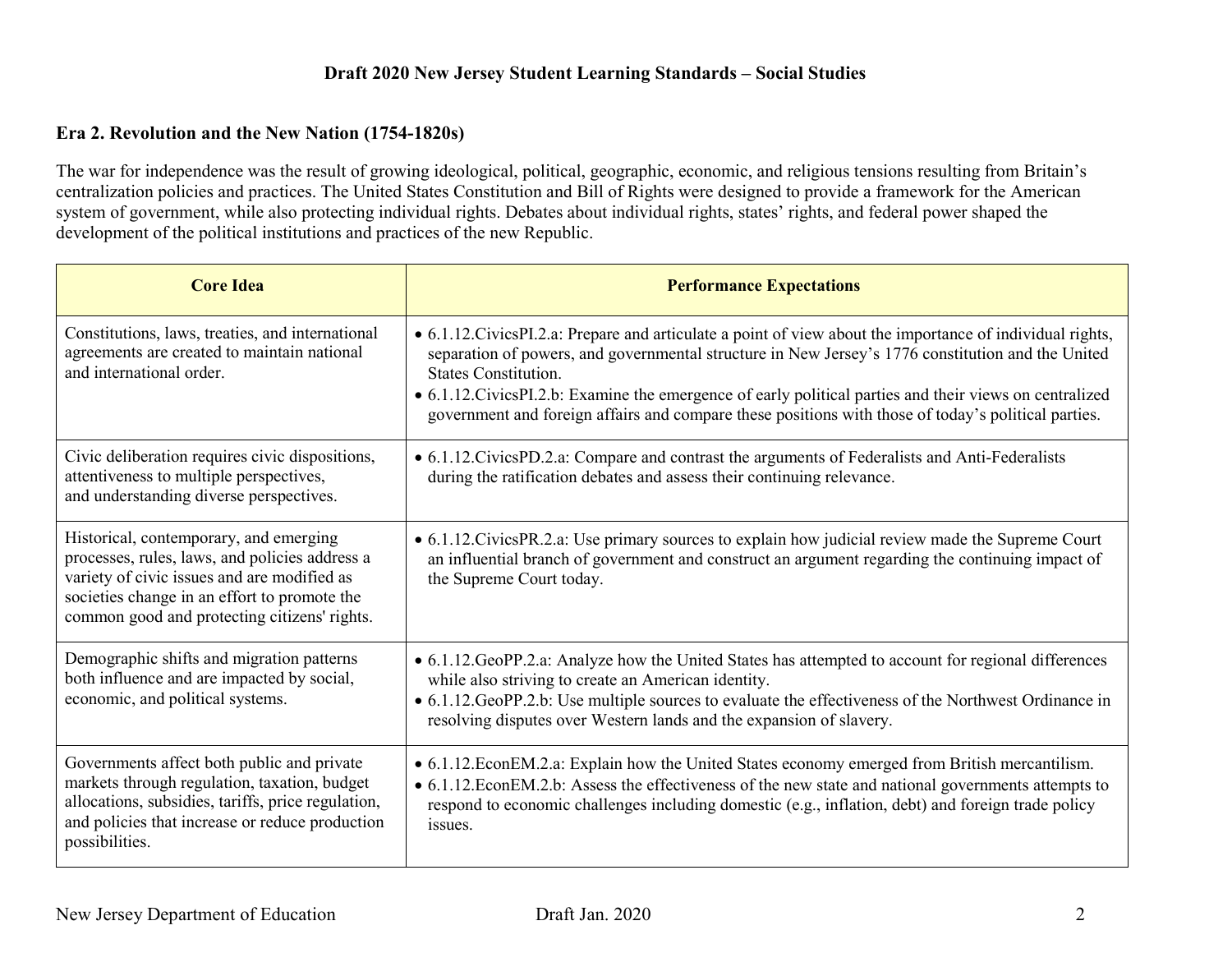**Draft 2020 New Jersey Student Learning Standards – Social Studies**

## Era 2. Revolution and the New Nation (1754-1820s)

The war for independence was the result of growing ideological, political, geographic, economic, and religious tensions resulting from Britain's centralization policies and practices. The United States Constitution and Bill of Rights were designed to provide a framework for the American system of government, while also protecting individual rights. Debates about individual rights, states' rights, and federal power shaped the development of the political institutions and practices of the new Republic.

| Core Idea | Performance Expectations |
|---|---|
| Constitutions, laws, treaties, and international agreements are created to maintain national and international order. | • 6.1.12.CivicsPI.2.a: Prepare and articulate a point of view about the importance of individual rights, separation of powers, and governmental structure in New Jersey's 1776 constitution and the United States Constitution.<br>• 6.1.12.CivicsPI.2.b: Examine the emergence of early political parties and their views on centralized government and foreign affairs and compare these positions with those of today's political parties. |
| Civic deliberation requires civic dispositions, attentiveness to multiple perspectives, and understanding diverse perspectives. | • 6.1.12.CivicsPD.2.a: Compare and contrast the arguments of Federalists and Anti-Federalists during the ratification debates and assess their continuing relevance. |
| Historical, contemporary, and emerging processes, rules, laws, and policies address a variety of civic issues and are modified as societies change in an effort to promote the common good and protecting citizens' rights. | • 6.1.12.CivicsPR.2.a: Use primary sources to explain how judicial review made the Supreme Court an influential branch of government and construct an argument regarding the continuing impact of the Supreme Court today. |
| Demographic shifts and migration patterns both influence and are impacted by social, economic, and political systems. | • 6.1.12.GeoPP.2.a: Analyze how the United States has attempted to account for regional differences while also striving to create an American identity.<br>• 6.1.12.GeoPP.2.b: Use multiple sources to evaluate the effectiveness of the Northwest Ordinance in resolving disputes over Western lands and the expansion of slavery. |
| Governments affect both public and private markets through regulation, taxation, budget allocations, subsidies, tariffs, price regulation, and policies that increase or reduce production possibilities. | • 6.1.12.EconEM.2.a: Explain how the United States economy emerged from British mercantilism.<br>• 6.1.12.EconEM.2.b: Assess the effectiveness of the new state and national governments attempts to respond to economic challenges including domestic (e.g., inflation, debt) and foreign trade policy issues. |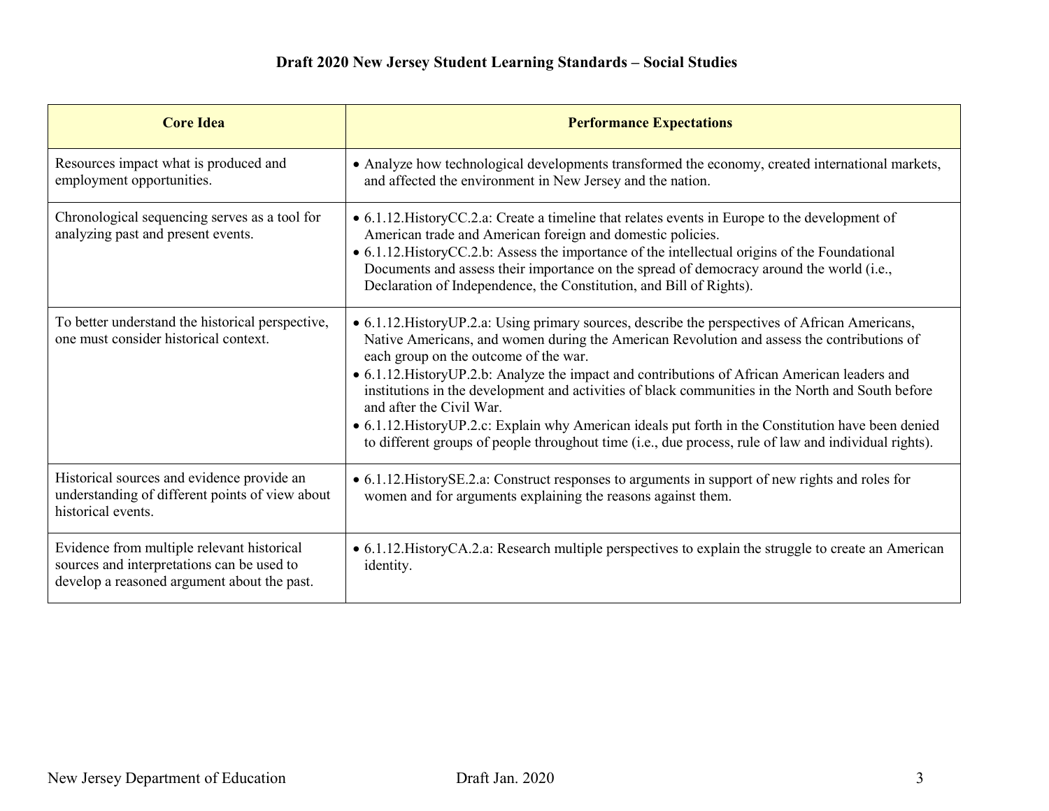| Core Idea | Performance Expectations |
| --- | --- |
| Resources impact what is produced and employment opportunities. | • Analyze how technological developments transformed the economy, created international markets, and affected the environment in New Jersey and the nation. |
| Chronological sequencing serves as a tool for analyzing past and present events. | • 6.1.12.HistoryCC.2.a: Create a timeline that relates events in Europe to the development of American trade and American foreign and domestic policies. <br> • 6.1.12.HistoryCC.2.b: Assess the importance of the intellectual origins of the Foundational Documents and assess their importance on the spread of democracy around the world (i.e., Declaration of Independence, the Constitution, and Bill of Rights). |
| To better understand the historical perspective, one must consider historical context. | • 6.1.12.HistoryUP.2.a: Using primary sources, describe the perspectives of African Americans, Native Americans, and women during the American Revolution and assess the contributions of each group on the outcome of the war. <br> • 6.1.12.HistoryUP.2.b: Analyze the impact and contributions of African American leaders and institutions in the development and activities of black communities in the North and South before and after the Civil War. <br> • 6.1.12.HistoryUP.2.c: Explain why American ideals put forth in the Constitution have been denied to different groups of people throughout time (i.e., due process, rule of law and individual rights). |
| Historical sources and evidence provide an understanding of different points of view about historical events. | • 6.1.12.HistorySE.2.a: Construct responses to arguments in support of new rights and roles for women and for arguments explaining the reasons against them. |
| Evidence from multiple relevant historical sources and interpretations can be used to develop a reasoned argument about the past. | • 6.1.12.HistoryCA.2.a: Research multiple perspectives to explain the struggle to create an American identity. |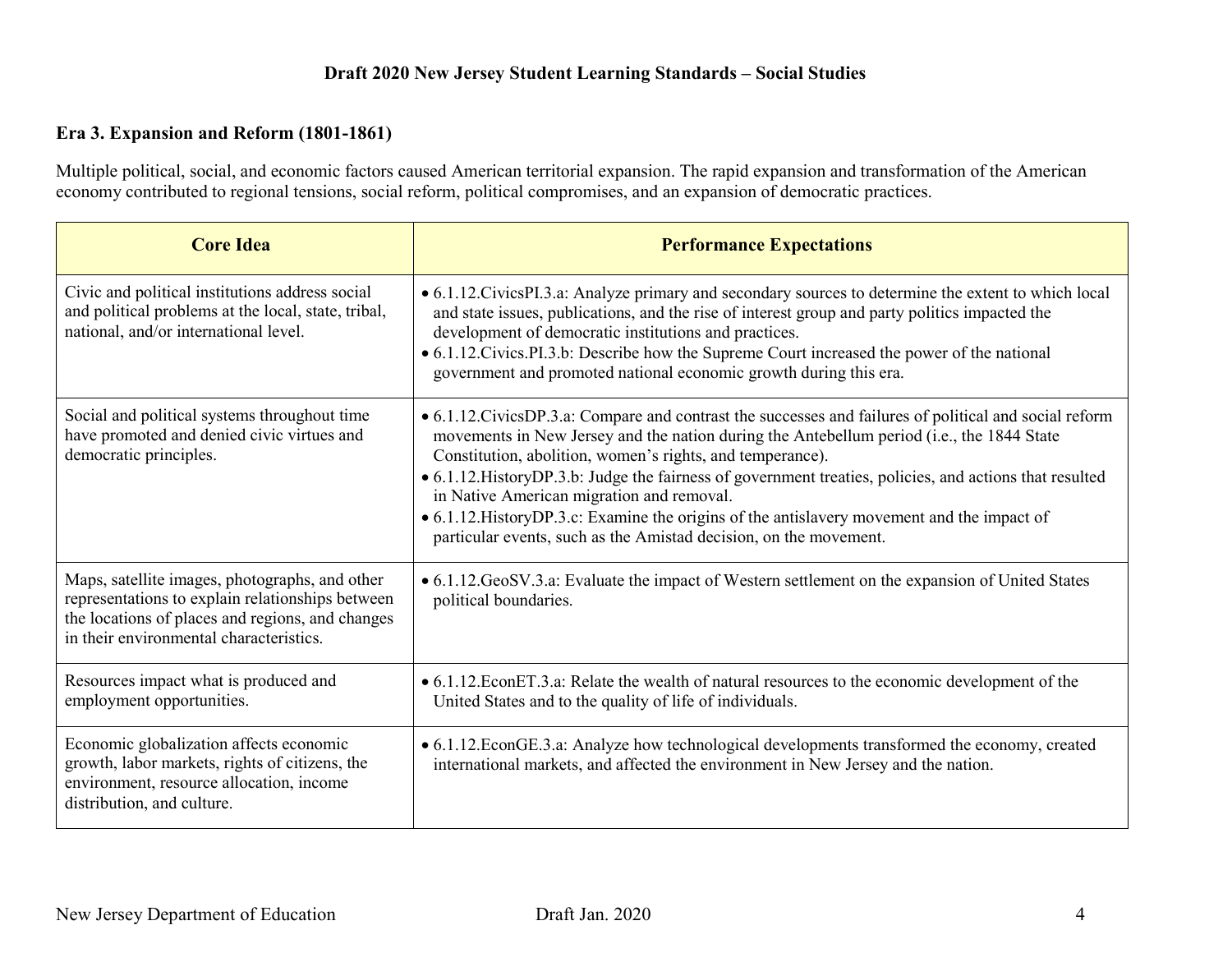## Era 3. Expansion and Reform (1801-1861)

Multiple political, social, and economic factors caused American territorial expansion. The rapid expansion and transformation of the American economy contributed to regional tensions, social reform, political compromises, and an expansion of democratic practices.

| Core Idea | Performance Expectations |
| --- | --- |
| Civic and political institutions address social and political problems at the local, state, tribal, national, and/or international level. | • 6.1.12.CivicsPI.3.a: Analyze primary and secondary sources to determine the extent to which local and state issues, publications, and the rise of interest group and party politics impacted the development of democratic institutions and practices.<br>• 6.1.12.Civics.PI.3.b: Describe how the Supreme Court increased the power of the national government and promoted national economic growth during this era. |
| Social and political systems throughout time have promoted and denied civic virtues and democratic principles. | • 6.1.12.CivicsDP.3.a: Compare and contrast the successes and failures of political and social reform movements in New Jersey and the nation during the Antebellum period (i.e., the 1844 State Constitution, abolition, women's rights, and temperance).<br>• 6.1.12.HistoryDP.3.b: Judge the fairness of government treaties, policies, and actions that resulted in Native American migration and removal.<br>• 6.1.12.HistoryDP.3.c: Examine the origins of the antislavery movement and the impact of particular events, such as the Amistad decision, on the movement. |
| Maps, satellite images, photographs, and other representations to explain relationships between the locations of places and regions, and changes in their environmental characteristics. | • 6.1.12.GeoSV.3.a: Evaluate the impact of Western settlement on the expansion of United States political boundaries. |
| Resources impact what is produced and employment opportunities. | • 6.1.12.EconET.3.a: Relate the wealth of natural resources to the economic development of the United States and to the quality of life of individuals. |
| Economic globalization affects economic growth, labor markets, rights of citizens, the environment, resource allocation, income distribution, and culture. | • 6.1.12.EconGE.3.a: Analyze how technological developments transformed the economy, created international markets, and affected the environment in New Jersey and the nation. |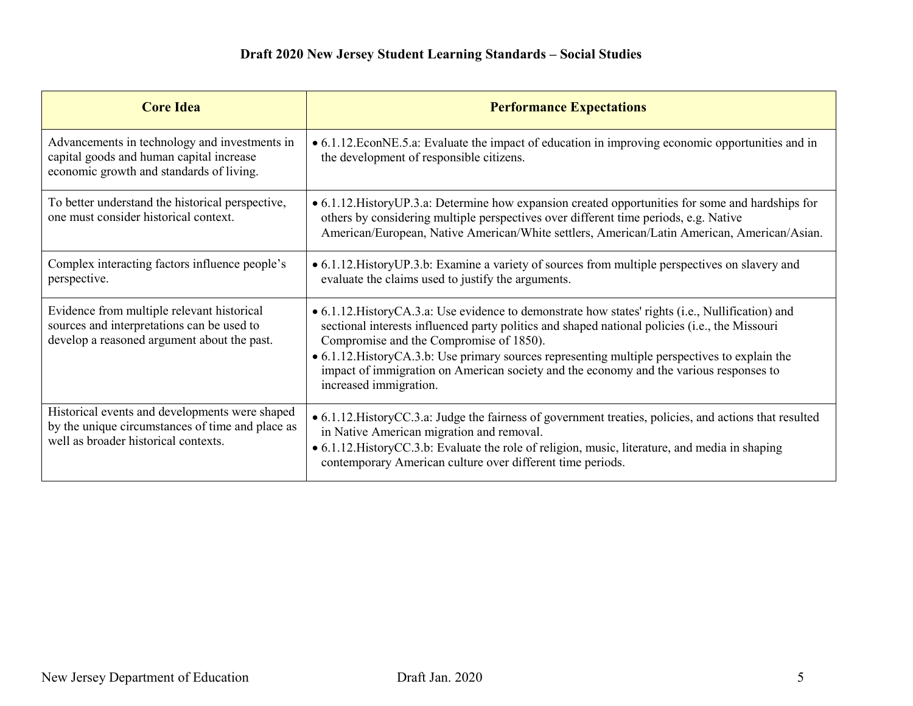| Core Idea | Performance Expectations |
|---|---|
| Advancements in technology and investments in capital goods and human capital increase economic growth and standards of living. | • 6.1.12.EconNE.5.a: Evaluate the impact of education in improving economic opportunities and in the development of responsible citizens. |
| To better understand the historical perspective, one must consider historical context. | • 6.1.12.HistoryUP.3.a: Determine how expansion created opportunities for some and hardships for others by considering multiple perspectives over different time periods, e.g. Native American/European, Native American/White settlers, American/Latin American, American/Asian. |
| Complex interacting factors influence people's perspective. | • 6.1.12.HistoryUP.3.b: Examine a variety of sources from multiple perspectives on slavery and evaluate the claims used to justify the arguments. |
| Evidence from multiple relevant historical sources and interpretations can be used to develop a reasoned argument about the past. | • 6.1.12.HistoryCA.3.a: Use evidence to demonstrate how states' rights (i.e., Nullification) and sectional interests influenced party politics and shaped national policies (i.e., the Missouri Compromise and the Compromise of 1850).<br>• 6.1.12.HistoryCA.3.b: Use primary sources representing multiple perspectives to explain the impact of immigration on American society and the economy and the various responses to increased immigration. |
| Historical events and developments were shaped by the unique circumstances of time and place as well as broader historical contexts. | • 6.1.12.HistoryCC.3.a: Judge the fairness of government treaties, policies, and actions that resulted in Native American migration and removal.<br>• 6.1.12.HistoryCC.3.b: Evaluate the role of religion, music, literature, and media in shaping contemporary American culture over different time periods. |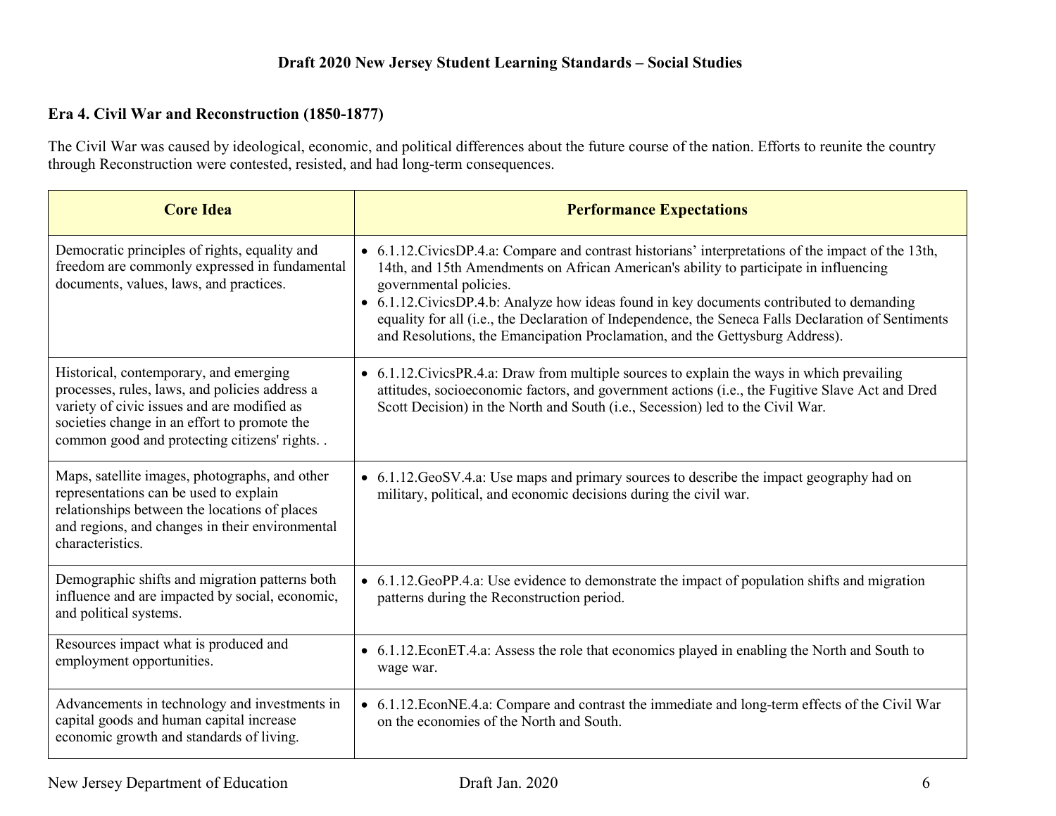### Draft 2020 New Jersey Student Learning Standards – Social Studies

## Era 4. Civil War and Reconstruction (1850-1877)

The Civil War was caused by ideological, economic, and political differences about the future course of the nation. Efforts to reunite the country through Reconstruction were contested, resisted, and had long-term consequences.

| Core Idea | Performance Expectations |
|---|---|
| Democratic principles of rights, equality and freedom are commonly expressed in fundamental documents, values, laws, and practices. | • 6.1.12.CivicsDP.4.a: Compare and contrast historians' interpretations of the impact of the 13th, 14th, and 15th Amendments on African American's ability to participate in influencing governmental policies.<br>• 6.1.12.CivicsDP.4.b: Analyze how ideas found in key documents contributed to demanding equality for all (i.e., the Declaration of Independence, the Seneca Falls Declaration of Sentiments and Resolutions, the Emancipation Proclamation, and the Gettysburg Address). |
| Historical, contemporary, and emerging processes, rules, laws, and policies address a variety of civic issues and are modified as societies change in an effort to promote the common good and protecting citizens' rights. . | • 6.1.12.CivicsPR.4.a: Draw from multiple sources to explain the ways in which prevailing attitudes, socioeconomic factors, and government actions (i.e., the Fugitive Slave Act and Dred Scott Decision) in the North and South (i.e., Secession) led to the Civil War. |
| Maps, satellite images, photographs, and other representations can be used to explain relationships between the locations of places and regions, and changes in their environmental characteristics. | • 6.1.12.GeoSV.4.a: Use maps and primary sources to describe the impact geography had on military, political, and economic decisions during the civil war. |
| Demographic shifts and migration patterns both influence and are impacted by social, economic, and political systems. | • 6.1.12.GeoPP.4.a: Use evidence to demonstrate the impact of population shifts and migration patterns during the Reconstruction period. |
| Resources impact what is produced and employment opportunities. | • 6.1.12.EconET.4.a: Assess the role that economics played in enabling the North and South to wage war. |
| Advancements in technology and investments in capital goods and human capital increase economic growth and standards of living. | • 6.1.12.EconNE.4.a: Compare and contrast the immediate and long-term effects of the Civil War on the economies of the North and South. |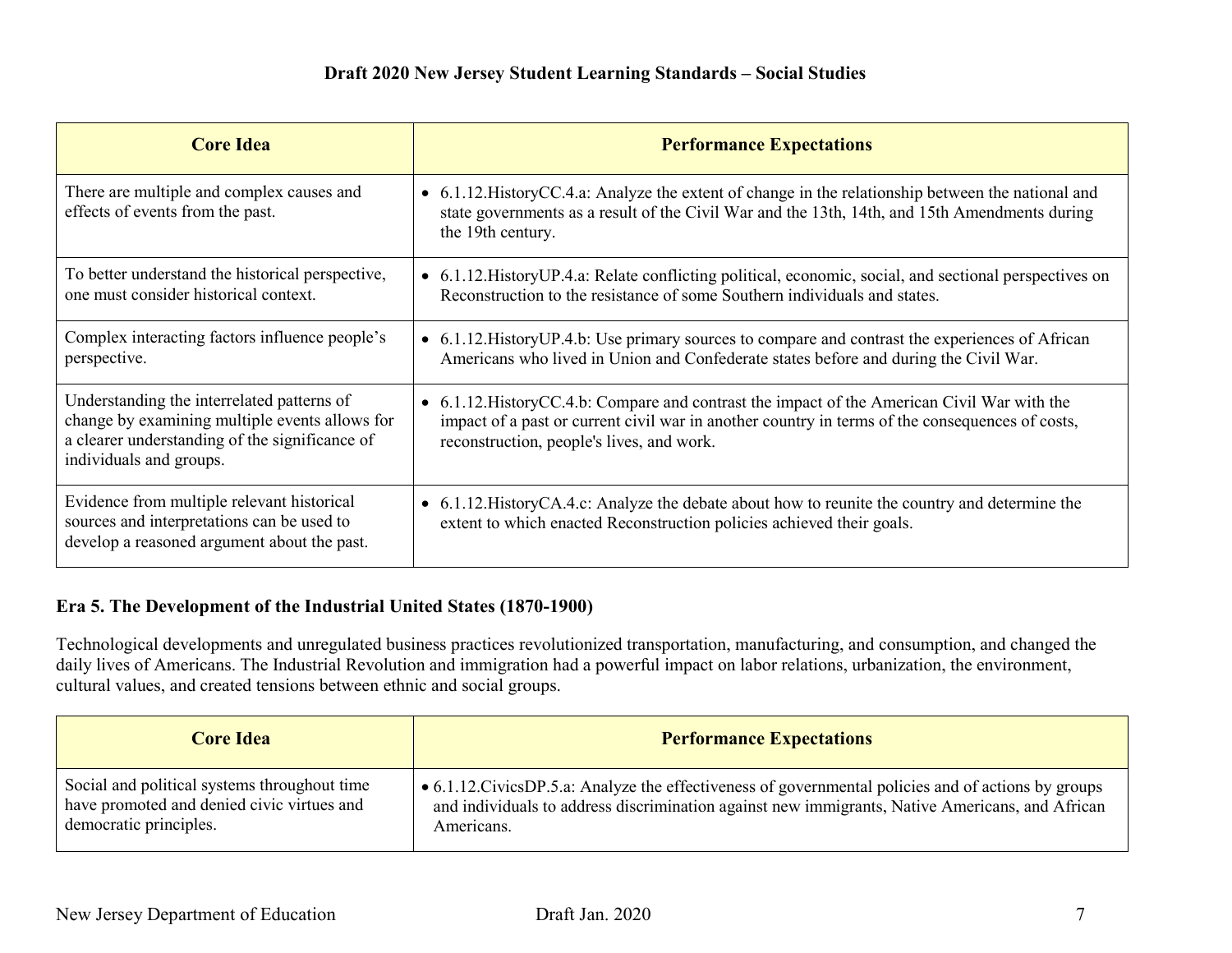| Core Idea | Performance Expectations |
|---|---|
| There are multiple and complex causes and effects of events from the past. | • 6.1.12.HistoryCC.4.a: Analyze the extent of change in the relationship between the national and state governments as a result of the Civil War and the 13th, 14th, and 15th Amendments during the 19th century. |
| To better understand the historical perspective, one must consider historical context. | • 6.1.12.HistoryUP.4.a: Relate conflicting political, economic, social, and sectional perspectives on Reconstruction to the resistance of some Southern individuals and states. |
| Complex interacting factors influence people's perspective. | • 6.1.12.HistoryUP.4.b: Use primary sources to compare and contrast the experiences of African Americans who lived in Union and Confederate states before and during the Civil War. |
| Understanding the interrelated patterns of change by examining multiple events allows for a clearer understanding of the significance of individuals and groups. | • 6.1.12.HistoryCC.4.b: Compare and contrast the impact of the American Civil War with the impact of a past or current civil war in another country in terms of the consequences of costs, reconstruction, people's lives, and work. |
| Evidence from multiple relevant historical sources and interpretations can be used to develop a reasoned argument about the past. | • 6.1.12.HistoryCA.4.c: Analyze the debate about how to reunite the country and determine the extent to which enacted Reconstruction policies achieved their goals. |

### Era 5. The Development of the Industrial United States (1870-1900)

Technological developments and unregulated business practices revolutionized transportation, manufacturing, and consumption, and changed the daily lives of Americans. The Industrial Revolution and immigration had a powerful impact on labor relations, urbanization, the environment, cultural values, and created tensions between ethnic and social groups.

| Core Idea | Performance Expectations |
|---|---|
| Social and political systems throughout time have promoted and denied civic virtues and democratic principles. | • 6.1.12.CivicsDP.5.a: Analyze the effectiveness of governmental policies and of actions by groups and individuals to address discrimination against new immigrants, Native Americans, and African Americans. |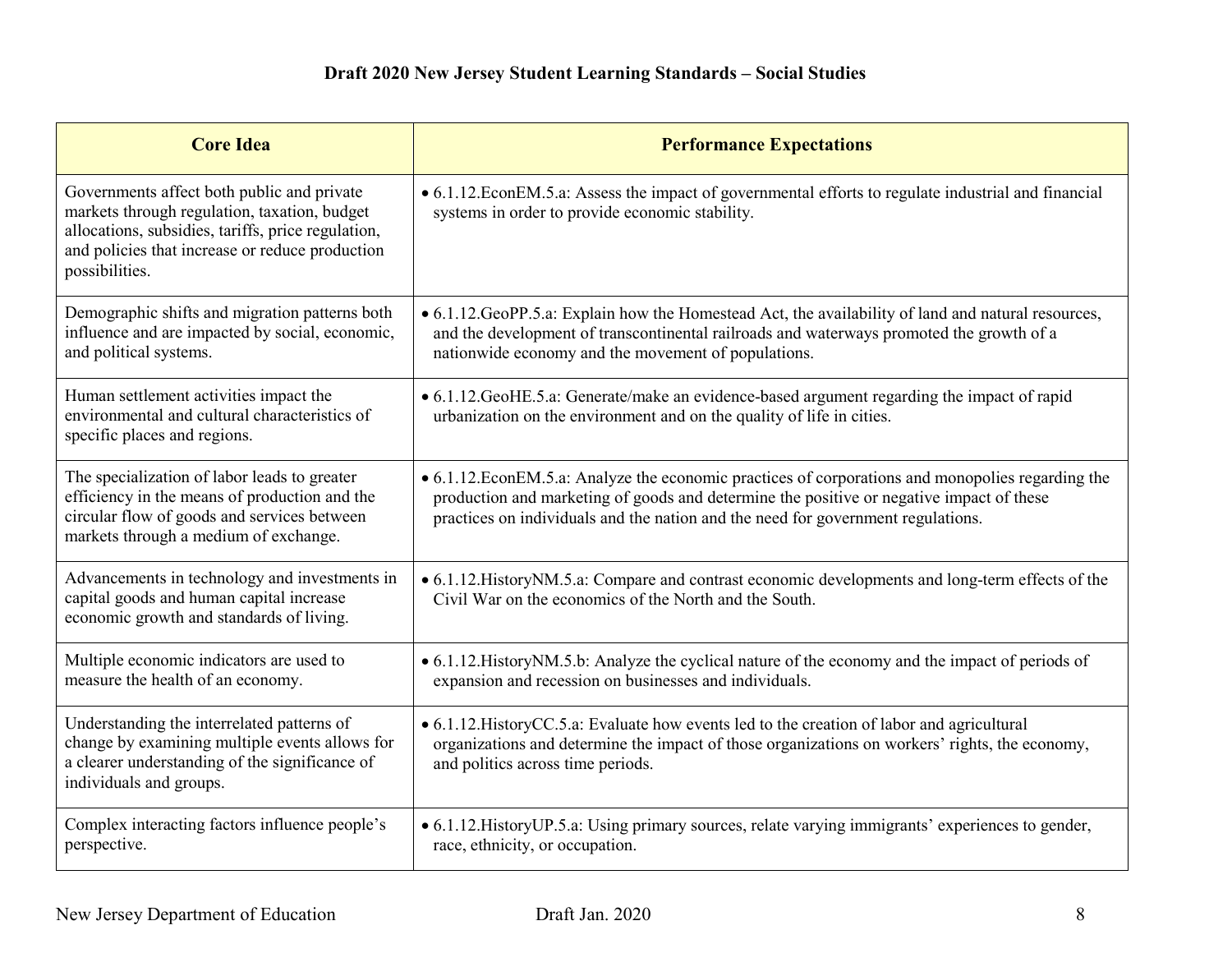| Core Idea | Performance Expectations |
|---|---|
| Governments affect both public and private markets through regulation, taxation, budget allocations, subsidies, tariffs, price regulation, and policies that increase or reduce production possibilities. | • 6.1.12.EconEM.5.a: Assess the impact of governmental efforts to regulate industrial and financial systems in order to provide economic stability. |
| Demographic shifts and migration patterns both influence and are impacted by social, economic, and political systems. | • 6.1.12.GeoPP.5.a: Explain how the Homestead Act, the availability of land and natural resources, and the development of transcontinental railroads and waterways promoted the growth of a nationwide economy and the movement of populations. |
| Human settlement activities impact the environmental and cultural characteristics of specific places and regions. | • 6.1.12.GeoHE.5.a: Generate/make an evidence-based argument regarding the impact of rapid urbanization on the environment and on the quality of life in cities. |
| The specialization of labor leads to greater efficiency in the means of production and the circular flow of goods and services between markets through a medium of exchange. | • 6.1.12.EconEM.5.a: Analyze the economic practices of corporations and monopolies regarding the production and marketing of goods and determine the positive or negative impact of these practices on individuals and the nation and the need for government regulations. |
| Advancements in technology and investments in capital goods and human capital increase economic growth and standards of living. | • 6.1.12.HistoryNM.5.a: Compare and contrast economic developments and long-term effects of the Civil War on the economics of the North and the South. |
| Multiple economic indicators are used to measure the health of an economy. | • 6.1.12.HistoryNM.5.b: Analyze the cyclical nature of the economy and the impact of periods of expansion and recession on businesses and individuals. |
| Understanding the interrelated patterns of change by examining multiple events allows for a clearer understanding of the significance of individuals and groups. | • 6.1.12.HistoryCC.5.a: Evaluate how events led to the creation of labor and agricultural organizations and determine the impact of those organizations on workers' rights, the economy, and politics across time periods. |
| Complex interacting factors influence people's perspective. | • 6.1.12.HistoryUP.5.a: Using primary sources, relate varying immigrants' experiences to gender, race, ethnicity, or occupation. |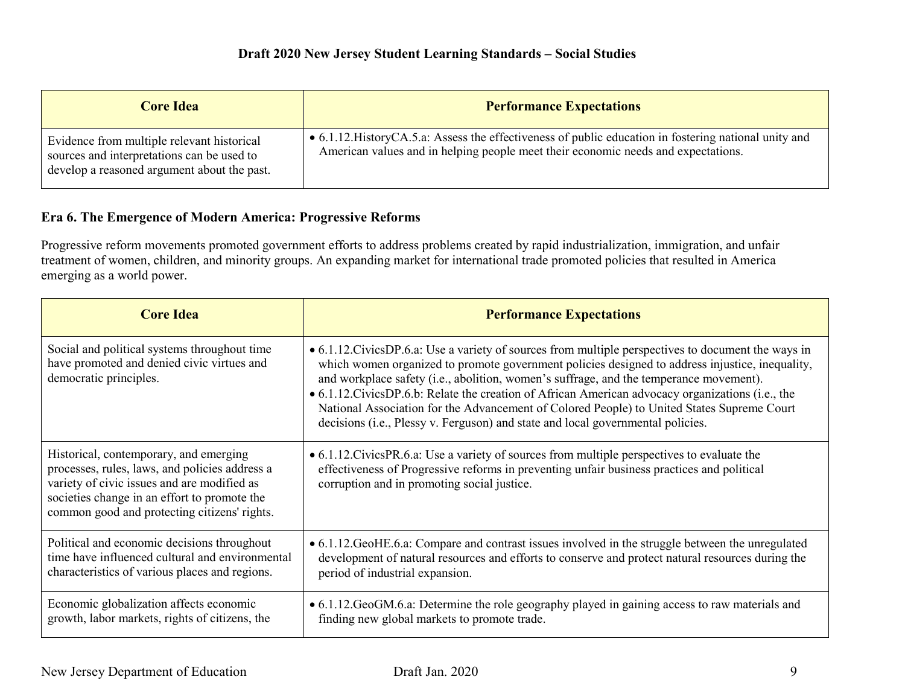| Core Idea | Performance Expectations |
|---|---|
| Evidence from multiple relevant historical sources and interpretations can be used to develop a reasoned argument about the past. | • 6.1.12.HistoryCA.5.a: Assess the effectiveness of public education in fostering national unity and American values and in helping people meet their economic needs and expectations. |

### Era 6. The Emergence of Modern America: Progressive Reforms

Progressive reform movements promoted government efforts to address problems created by rapid industrialization, immigration, and unfair treatment of women, children, and minority groups. An expanding market for international trade promoted policies that resulted in America emerging as a world power.

| Core Idea | Performance Expectations |
|---|---|
| Social and political systems throughout time have promoted and denied civic virtues and democratic principles. | • 6.1.12.CivicsDP.6.a: Use a variety of sources from multiple perspectives to document the ways in which women organized to promote government policies designed to address injustice, inequality, and workplace safety (i.e., abolition, women's suffrage, and the temperance movement).<br>• 6.1.12.CivicsDP.6.b: Relate the creation of African American advocacy organizations (i.e., the National Association for the Advancement of Colored People) to United States Supreme Court decisions (i.e., Plessy v. Ferguson) and state and local governmental policies. |
| Historical, contemporary, and emerging processes, rules, laws, and policies address a variety of civic issues and are modified as societies change in an effort to promote the common good and protecting citizens' rights. | • 6.1.12.CivicsPR.6.a: Use a variety of sources from multiple perspectives to evaluate the effectiveness of Progressive reforms in preventing unfair business practices and political corruption and in promoting social justice. |
| Political and economic decisions throughout time have influenced cultural and environmental characteristics of various places and regions. | • 6.1.12.GeoHE.6.a: Compare and contrast issues involved in the struggle between the unregulated development of natural resources and efforts to conserve and protect natural resources during the period of industrial expansion. |
| Economic globalization affects economic growth, labor markets, rights of citizens, the | • 6.1.12.GeoGM.6.a: Determine the role geography played in gaining access to raw materials and finding new global markets to promote trade. |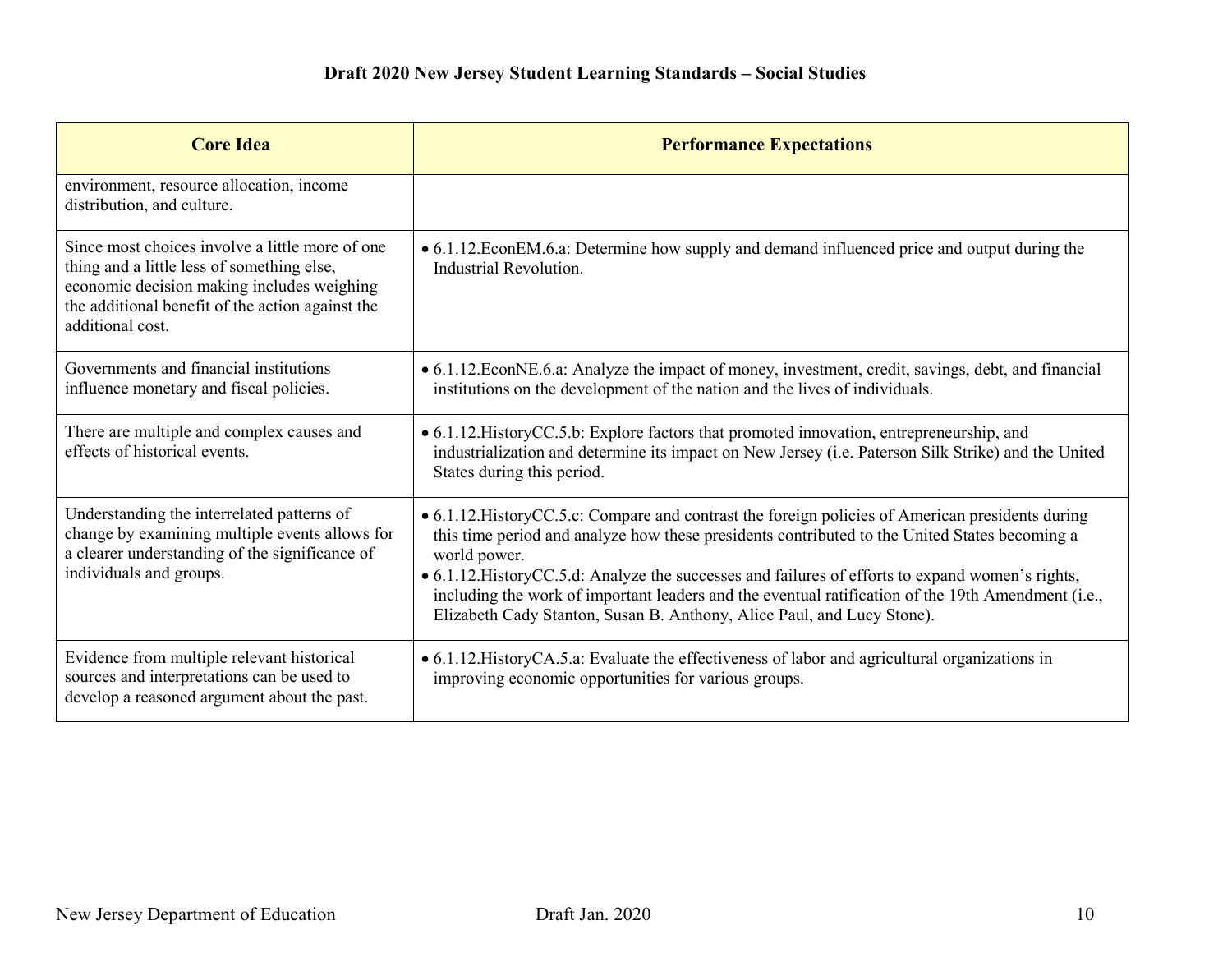| Core Idea | Performance Expectations |
|---|---|
| environment, resource allocation, income distribution, and culture. | |
| Since most choices involve a little more of one thing and a little less of something else, economic decision making includes weighing the additional benefit of the action against the additional cost. | • 6.1.12.EconEM.6.a: Determine how supply and demand influenced price and output during the Industrial Revolution. |
| Governments and financial institutions influence monetary and fiscal policies. | • 6.1.12.EconNE.6.a: Analyze the impact of money, investment, credit, savings, debt, and financial institutions on the development of the nation and the lives of individuals. |
| There are multiple and complex causes and effects of historical events. | • 6.1.12.HistoryCC.5.b: Explore factors that promoted innovation, entrepreneurship, and industrialization and determine its impact on New Jersey (i.e. Paterson Silk Strike) and the United States during this period. |
| Understanding the interrelated patterns of change by examining multiple events allows for a clearer understanding of the significance of individuals and groups. | • 6.1.12.HistoryCC.5.c: Compare and contrast the foreign policies of American presidents during this time period and analyze how these presidents contributed to the United States becoming a world power.<br>• 6.1.12.HistoryCC.5.d: Analyze the successes and failures of efforts to expand women's rights, including the work of important leaders and the eventual ratification of the 19th Amendment (i.e., Elizabeth Cady Stanton, Susan B. Anthony, Alice Paul, and Lucy Stone). |
| Evidence from multiple relevant historical sources and interpretations can be used to develop a reasoned argument about the past. | • 6.1.12.HistoryCA.5.a: Evaluate the effectiveness of labor and agricultural organizations in improving economic opportunities for various groups. |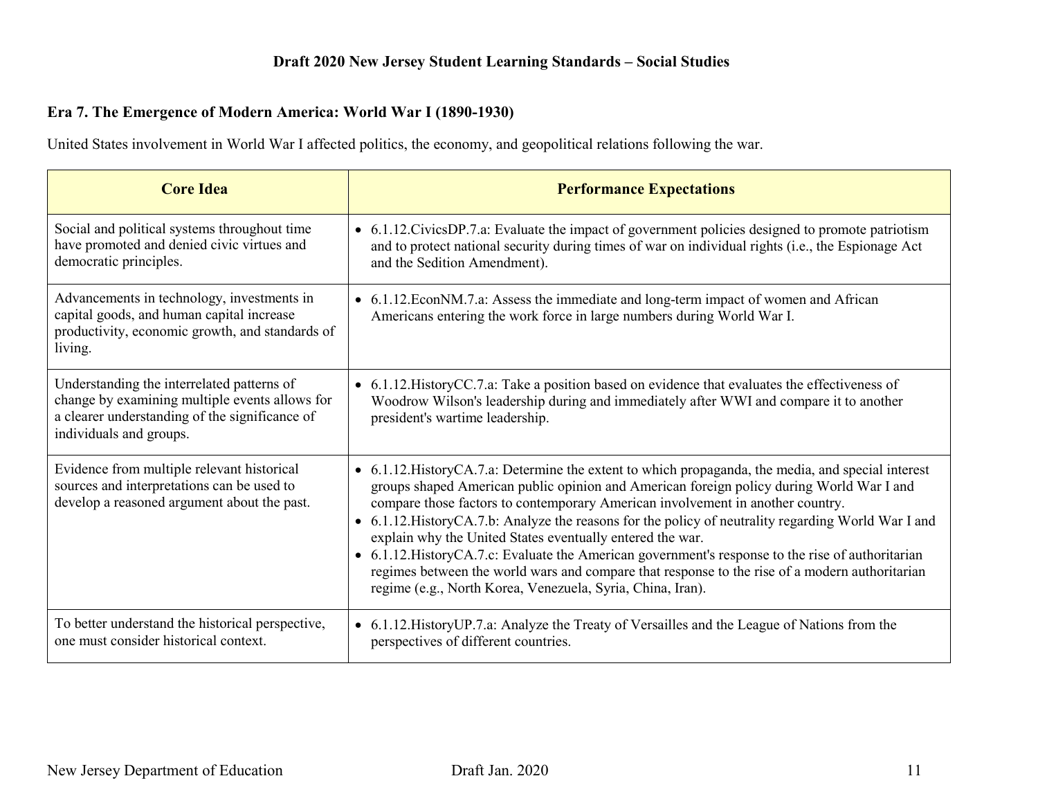**Draft 2020 New Jersey Student Learning Standards – Social Studies**

## Era 7. The Emergence of Modern America: World War I (1890-1930)

United States involvement in World War I affected politics, the economy, and geopolitical relations following the war.

| Core Idea | Performance Expectations |
|---|---|
| Social and political systems throughout time have promoted and denied civic virtues and democratic principles. | • 6.1.12.CivicsDP.7.a: Evaluate the impact of government policies designed to promote patriotism and to protect national security during times of war on individual rights (i.e., the Espionage Act and the Sedition Amendment). |
| Advancements in technology, investments in capital goods, and human capital increase productivity, economic growth, and standards of living. | • 6.1.12.EconNM.7.a: Assess the immediate and long-term impact of women and African Americans entering the work force in large numbers during World War I. |
| Understanding the interrelated patterns of change by examining multiple events allows for a clearer understanding of the significance of individuals and groups. | • 6.1.12.HistoryCC.7.a: Take a position based on evidence that evaluates the effectiveness of Woodrow Wilson's leadership during and immediately after WWI and compare it to another president's wartime leadership. |
| Evidence from multiple relevant historical sources and interpretations can be used to develop a reasoned argument about the past. | • 6.1.12.HistoryCA.7.a: Determine the extent to which propaganda, the media, and special interest groups shaped American public opinion and American foreign policy during World War I and compare those factors to contemporary American involvement in another country.<br>• 6.1.12.HistoryCA.7.b: Analyze the reasons for the policy of neutrality regarding World War I and explain why the United States eventually entered the war.<br>• 6.1.12.HistoryCA.7.c: Evaluate the American government's response to the rise of authoritarian regimes between the world wars and compare that response to the rise of a modern authoritarian regime (e.g., North Korea, Venezuela, Syria, China, Iran). |
| To better understand the historical perspective, one must consider historical context. | • 6.1.12.HistoryUP.7.a: Analyze the Treaty of Versailles and the League of Nations from the perspectives of different countries. |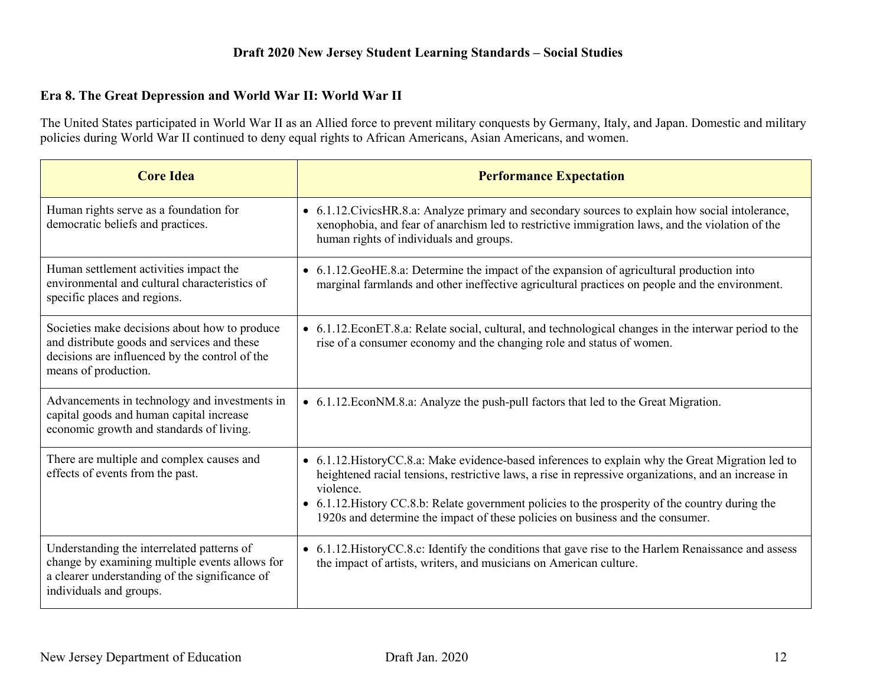## Era 8. The Great Depression and World War II: World War II

The United States participated in World War II as an Allied force to prevent military conquests by Germany, Italy, and Japan. Domestic and military policies during World War II continued to deny equal rights to African Americans, Asian Americans, and women.

| Core Idea | Performance Expectation |
|---|---|
| Human rights serve as a foundation for democratic beliefs and practices. | • 6.1.12.CivicsHR.8.a: Analyze primary and secondary sources to explain how social intolerance, xenophobia, and fear of anarchism led to restrictive immigration laws, and the violation of the human rights of individuals and groups. |
| Human settlement activities impact the environmental and cultural characteristics of specific places and regions. | • 6.1.12.GeoHE.8.a: Determine the impact of the expansion of agricultural production into marginal farmlands and other ineffective agricultural practices on people and the environment. |
| Societies make decisions about how to produce and distribute goods and services and these decisions are influenced by the control of the means of production. | • 6.1.12.EconET.8.a: Relate social, cultural, and technological changes in the interwar period to the rise of a consumer economy and the changing role and status of women. |
| Advancements in technology and investments in capital goods and human capital increase economic growth and standards of living. | • 6.1.12.EconNM.8.a: Analyze the push-pull factors that led to the Great Migration. |
| There are multiple and complex causes and effects of events from the past. | • 6.1.12.HistoryCC.8.a: Make evidence-based inferences to explain why the Great Migration led to heightened racial tensions, restrictive laws, a rise in repressive organizations, and an increase in violence.<br>• 6.1.12.History CC.8.b: Relate government policies to the prosperity of the country during the 1920s and determine the impact of these policies on business and the consumer. |
| Understanding the interrelated patterns of change by examining multiple events allows for a clearer understanding of the significance of individuals and groups. | • 6.1.12.HistoryCC.8.c: Identify the conditions that gave rise to the Harlem Renaissance and assess the impact of artists, writers, and musicians on American culture. |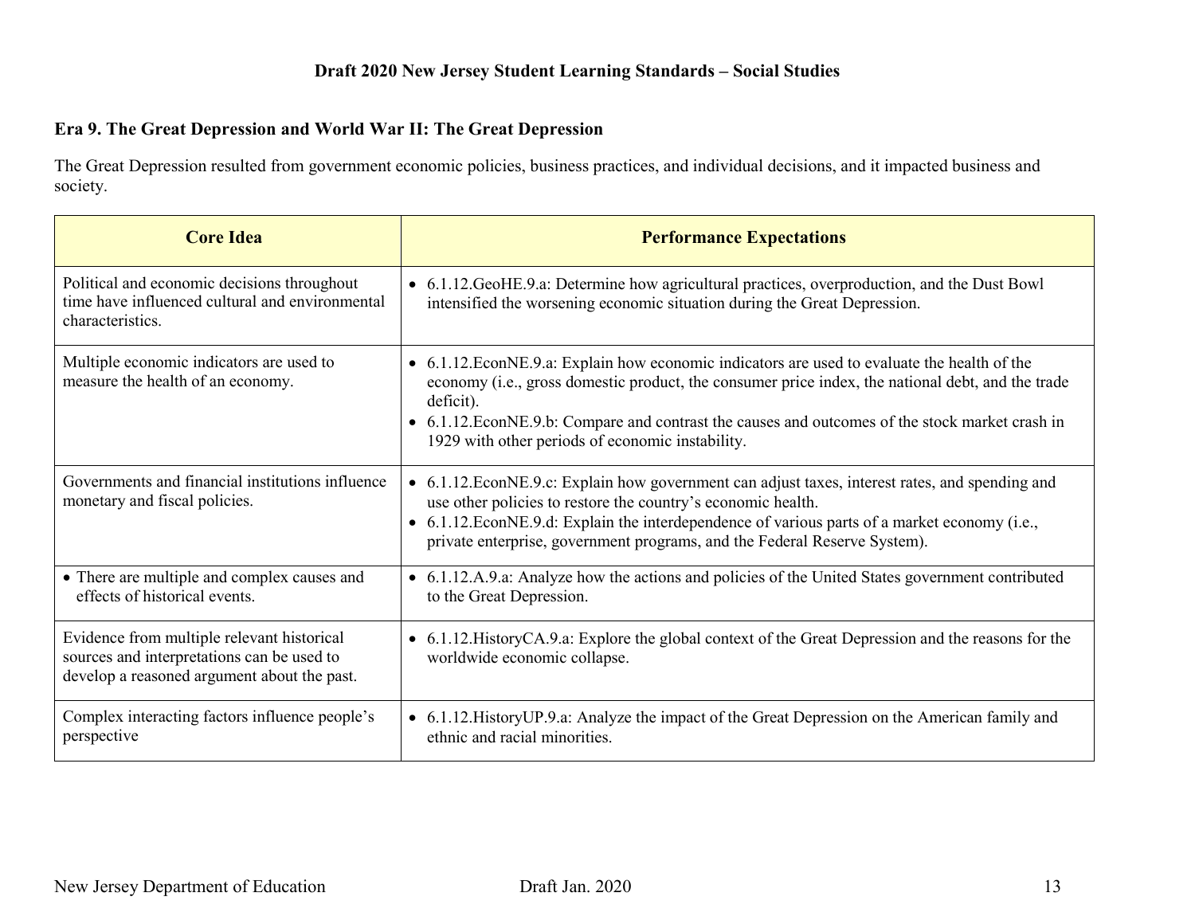## Era 9. The Great Depression and World War II: The Great Depression

The Great Depression resulted from government economic policies, business practices, and individual decisions, and it impacted business and society.

| Core Idea | Performance Expectations |
|---|---|
| Political and economic decisions throughout time have influenced cultural and environmental characteristics. | • 6.1.12.GeoHE.9.a: Determine how agricultural practices, overproduction, and the Dust Bowl intensified the worsening economic situation during the Great Depression. |
| Multiple economic indicators are used to measure the health of an economy. | • 6.1.12.EconNE.9.a: Explain how economic indicators are used to evaluate the health of the economy (i.e., gross domestic product, the consumer price index, the national debt, and the trade deficit).<br>• 6.1.12.EconNE.9.b: Compare and contrast the causes and outcomes of the stock market crash in 1929 with other periods of economic instability. |
| Governments and financial institutions influence monetary and fiscal policies. | • 6.1.12.EconNE.9.c: Explain how government can adjust taxes, interest rates, and spending and use other policies to restore the country's economic health.<br>• 6.1.12.EconNE.9.d: Explain the interdependence of various parts of a market economy (i.e., private enterprise, government programs, and the Federal Reserve System). |
| • There are multiple and complex causes and effects of historical events. | • 6.1.12.A.9.a: Analyze how the actions and policies of the United States government contributed to the Great Depression. |
| Evidence from multiple relevant historical sources and interpretations can be used to develop a reasoned argument about the past. | • 6.1.12.HistoryCA.9.a: Explore the global context of the Great Depression and the reasons for the worldwide economic collapse. |
| Complex interacting factors influence people's perspective | • 6.1.12.HistoryUP.9.a: Analyze the impact of the Great Depression on the American family and ethnic and racial minorities. |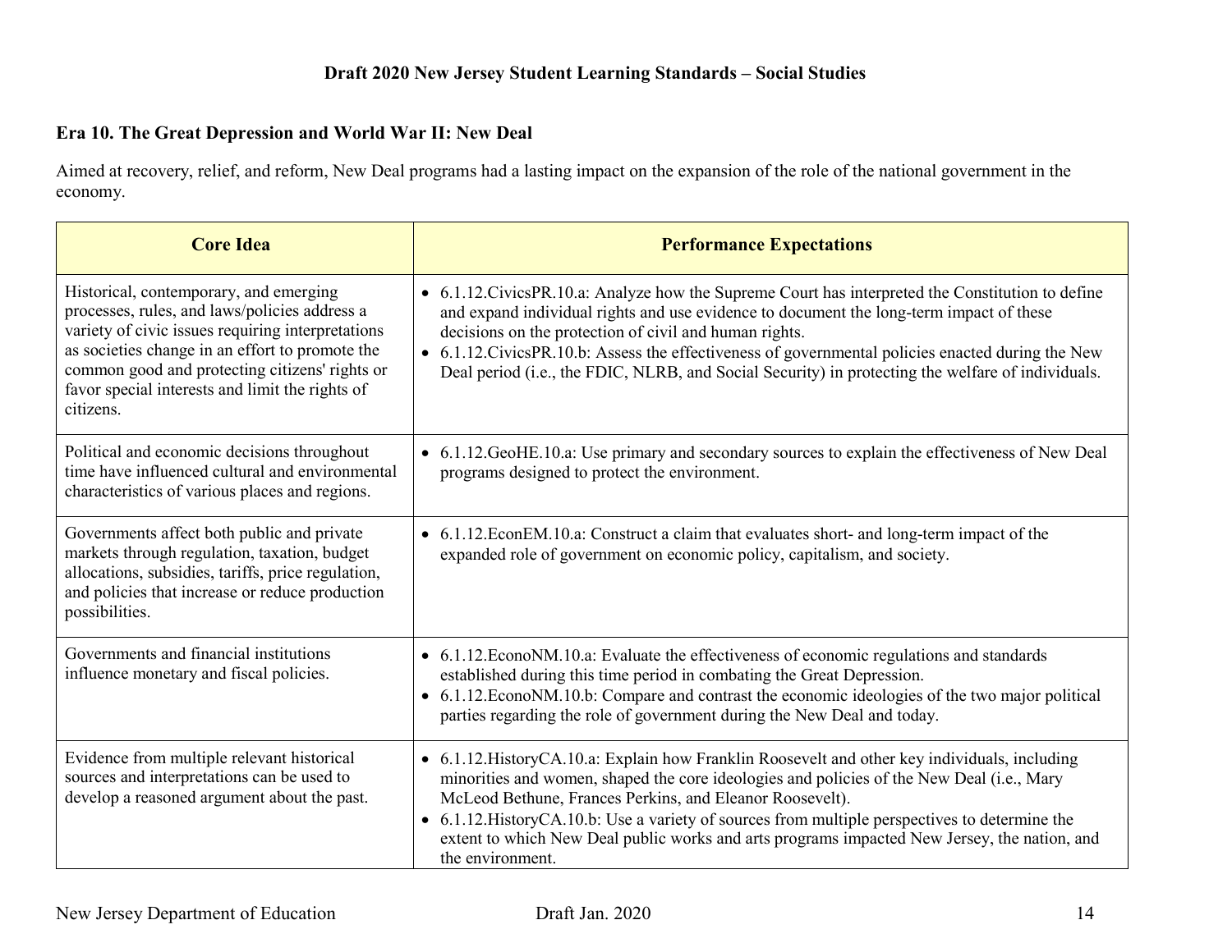## Era 10. The Great Depression and World War II: New Deal

Aimed at recovery, relief, and reform, New Deal programs had a lasting impact on the expansion of the role of the national government in the economy.

| Core Idea | Performance Expectations |
| --- | --- |
| Historical, contemporary, and emerging processes, rules, and laws/policies address a variety of civic issues requiring interpretations as societies change in an effort to promote the common good and protecting citizens' rights or favor special interests and limit the rights of citizens. | • 6.1.12.CivicsPR.10.a: Analyze how the Supreme Court has interpreted the Constitution to define and expand individual rights and use evidence to document the long-term impact of these decisions on the protection of civil and human rights.<br>• 6.1.12.CivicsPR.10.b: Assess the effectiveness of governmental policies enacted during the New Deal period (i.e., the FDIC, NLRB, and Social Security) in protecting the welfare of individuals. |
| Political and economic decisions throughout time have influenced cultural and environmental characteristics of various places and regions. | • 6.1.12.GeoHE.10.a: Use primary and secondary sources to explain the effectiveness of New Deal programs designed to protect the environment. |
| Governments affect both public and private markets through regulation, taxation, budget allocations, subsidies, tariffs, price regulation, and policies that increase or reduce production possibilities. | • 6.1.12.EconEM.10.a: Construct a claim that evaluates short- and long-term impact of the expanded role of government on economic policy, capitalism, and society. |
| Governments and financial institutions influence monetary and fiscal policies. | • 6.1.12.EconoNM.10.a: Evaluate the effectiveness of economic regulations and standards established during this time period in combating the Great Depression.<br>• 6.1.12.EconoNM.10.b: Compare and contrast the economic ideologies of the two major political parties regarding the role of government during the New Deal and today. |
| Evidence from multiple relevant historical sources and interpretations can be used to develop a reasoned argument about the past. | • 6.1.12.HistoryCA.10.a: Explain how Franklin Roosevelt and other key individuals, including minorities and women, shaped the core ideologies and policies of the New Deal (i.e., Mary McLeod Bethune, Frances Perkins, and Eleanor Roosevelt).<br>• 6.1.12.HistoryCA.10.b: Use a variety of sources from multiple perspectives to determine the extent to which New Deal public works and arts programs impacted New Jersey, the nation, and the environment. |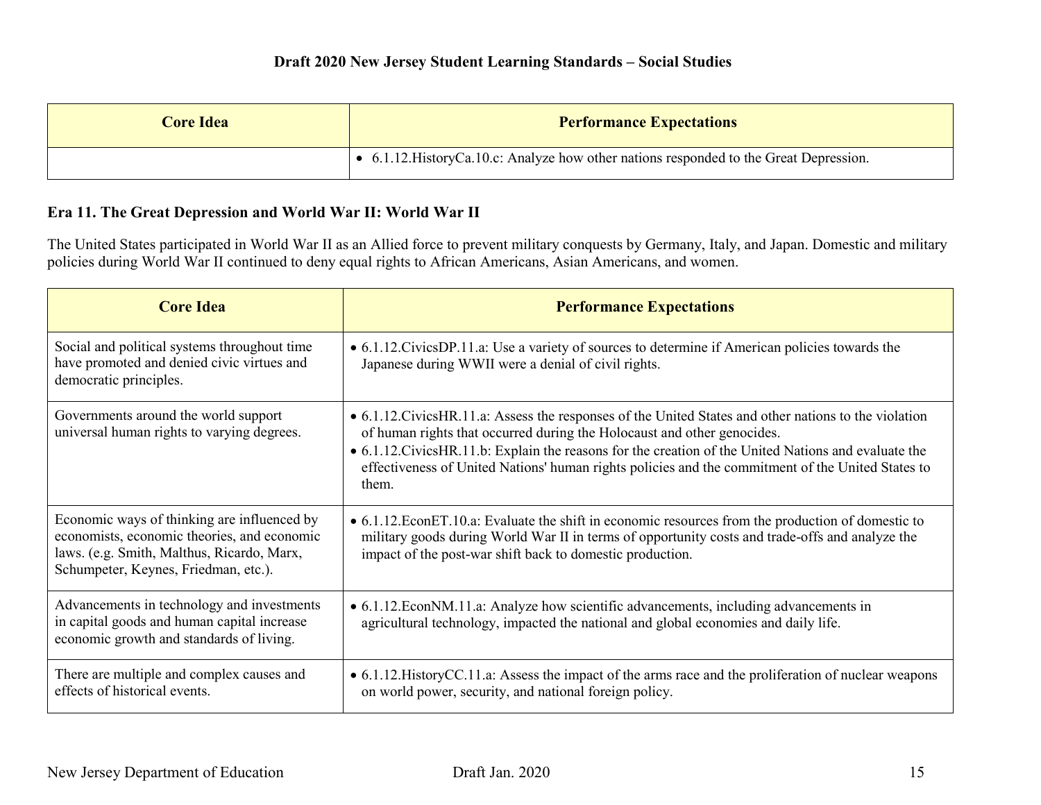| Core Idea | Performance Expectations |
| --- | --- |
| | • 6.1.12.HistoryCa.10.c: Analyze how other nations responded to the Great Depression. |

### Era 11. The Great Depression and World War II: World War II

The United States participated in World War II as an Allied force to prevent military conquests by Germany, Italy, and Japan. Domestic and military policies during World War II continued to deny equal rights to African Americans, Asian Americans, and women.

| Core Idea | Performance Expectations |
| --- | --- |
| Social and political systems throughout time have promoted and denied civic virtues and democratic principles. | • 6.1.12.CivicsDP.11.a: Use a variety of sources to determine if American policies towards the Japanese during WWII were a denial of civil rights. |
| Governments around the world support universal human rights to varying degrees. | • 6.1.12.CivicsHR.11.a: Assess the responses of the United States and other nations to the violation of human rights that occurred during the Holocaust and other genocides.<br>• 6.1.12.CivicsHR.11.b: Explain the reasons for the creation of the United Nations and evaluate the effectiveness of United Nations' human rights policies and the commitment of the United States to them. |
| Economic ways of thinking are influenced by economists, economic theories, and economic laws. (e.g. Smith, Malthus, Ricardo, Marx, Schumpeter, Keynes, Friedman, etc.). | • 6.1.12.EconET.10.a: Evaluate the shift in economic resources from the production of domestic to military goods during World War II in terms of opportunity costs and trade-offs and analyze the impact of the post-war shift back to domestic production. |
| Advancements in technology and investments in capital goods and human capital increase economic growth and standards of living. | • 6.1.12.EconNM.11.a: Analyze how scientific advancements, including advancements in agricultural technology, impacted the national and global economies and daily life. |
| There are multiple and complex causes and effects of historical events. | • 6.1.12.HistoryCC.11.a: Assess the impact of the arms race and the proliferation of nuclear weapons on world power, security, and national foreign policy. |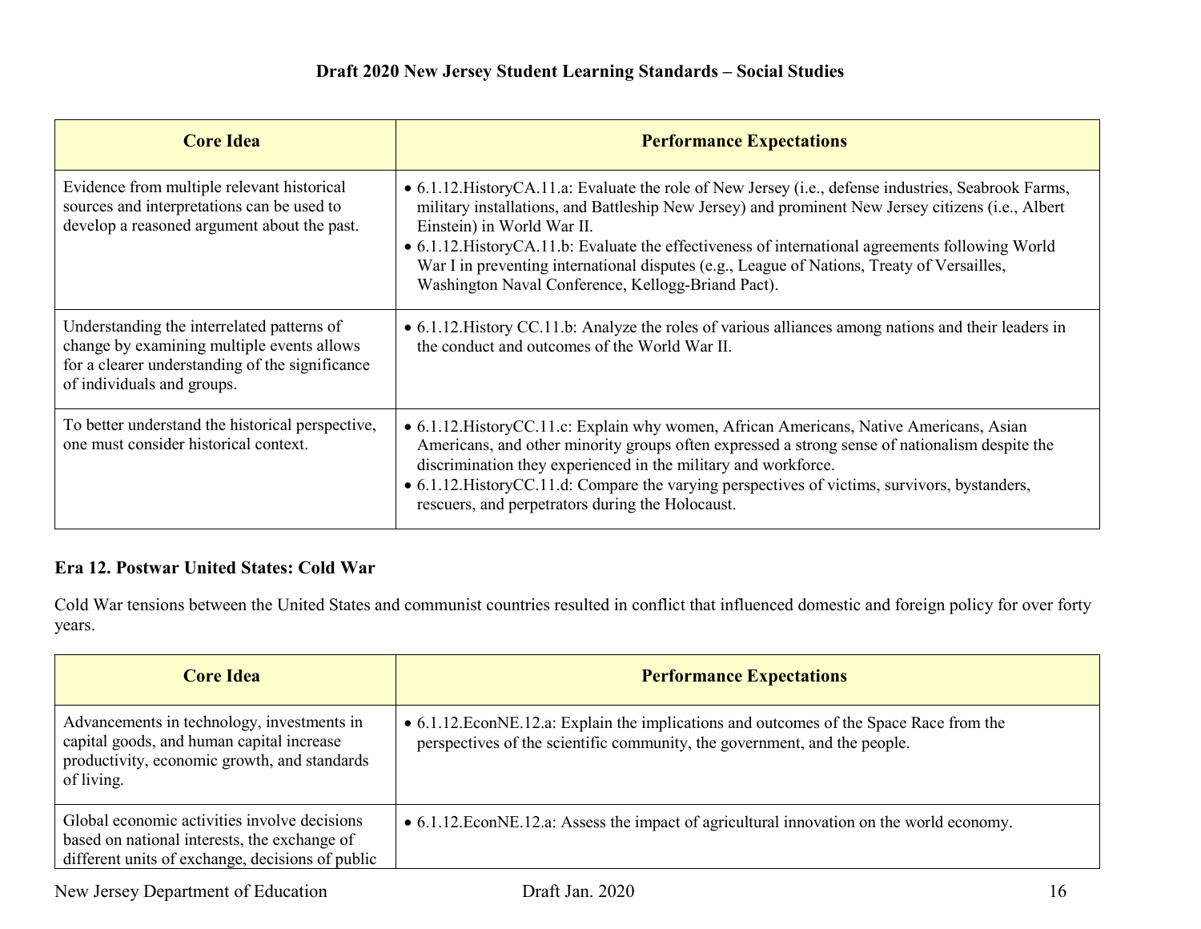| Core Idea | Performance Expectations |
|---|---|
| Evidence from multiple relevant historical sources and interpretations can be used to develop a reasoned argument about the past. | • 6.1.12.HistoryCA.11.a: Evaluate the role of New Jersey (i.e., defense industries, Seabrook Farms, military installations, and Battleship New Jersey) and prominent New Jersey citizens (i.e., Albert Einstein) in World War II.<br>• 6.1.12.HistoryCA.11.b: Evaluate the effectiveness of international agreements following World War I in preventing international disputes (e.g., League of Nations, Treaty of Versailles, Washington Naval Conference, Kellogg-Briand Pact). |
| Understanding the interrelated patterns of change by examining multiple events allows for a clearer understanding of the significance of individuals and groups. | • 6.1.12.History CC.11.b: Analyze the roles of various alliances among nations and their leaders in the conduct and outcomes of the World War II. |
| To better understand the historical perspective, one must consider historical context. | • 6.1.12.HistoryCC.11.c: Explain why women, African Americans, Native Americans, Asian Americans, and other minority groups often expressed a strong sense of nationalism despite the discrimination they experienced in the military and workforce.<br>• 6.1.12.HistoryCC.11.d: Compare the varying perspectives of victims, survivors, bystanders, rescuers, and perpetrators during the Holocaust. |

### Era 12. Postwar United States: Cold War

Cold War tensions between the United States and communist countries resulted in conflict that influenced domestic and foreign policy for over forty years.

| Core Idea | Performance Expectations |
|---|---|
| Advancements in technology, investments in capital goods, and human capital increase productivity, economic growth, and standards of living. | • 6.1.12.EconNE.12.a: Explain the implications and outcomes of the Space Race from the perspectives of the scientific community, the government, and the people. |
| Global economic activities involve decisions based on national interests, the exchange of different units of exchange, decisions of public | • 6.1.12.EconNE.12.a: Assess the impact of agricultural innovation on the world economy. |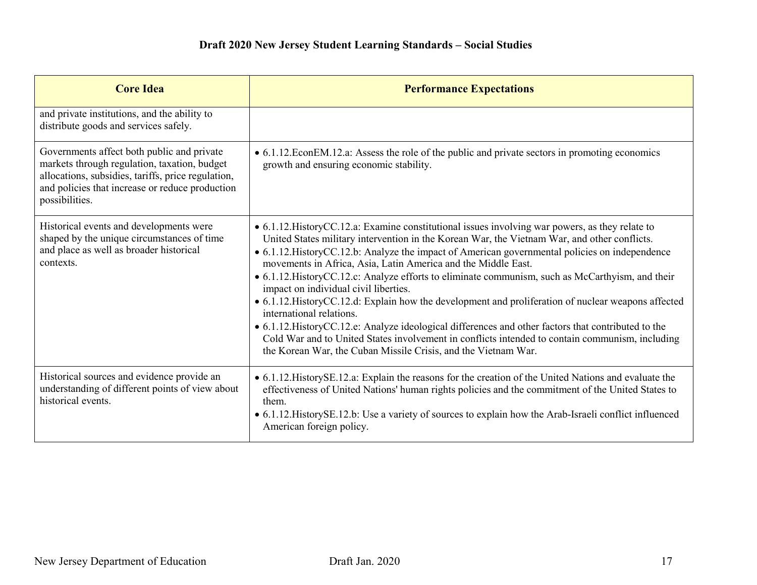| Core Idea | Performance Expectations |
|---|---|
| and private institutions, and the ability to distribute goods and services safely. | |
| Governments affect both public and private markets through regulation, taxation, budget allocations, subsidies, tariffs, price regulation, and policies that increase or reduce production possibilities. | • 6.1.12.EconEM.12.a: Assess the role of the public and private sectors in promoting economics growth and ensuring economic stability. |
| Historical events and developments were shaped by the unique circumstances of time and place as well as broader historical contexts. | • 6.1.12.HistoryCC.12.a: Examine constitutional issues involving war powers, as they relate to United States military intervention in the Korean War, the Vietnam War, and other conflicts.<br>• 6.1.12.HistoryCC.12.b: Analyze the impact of American governmental policies on independence movements in Africa, Asia, Latin America and the Middle East.<br>• 6.1.12.HistoryCC.12.c: Analyze efforts to eliminate communism, such as McCarthyism, and their impact on individual civil liberties.<br>• 6.1.12.HistoryCC.12.d: Explain how the development and proliferation of nuclear weapons affected international relations.<br>• 6.1.12.HistoryCC.12.e: Analyze ideological differences and other factors that contributed to the Cold War and to United States involvement in conflicts intended to contain communism, including the Korean War, the Cuban Missile Crisis, and the Vietnam War. |
| Historical sources and evidence provide an understanding of different points of view about historical events. | • 6.1.12.HistorySE.12.a: Explain the reasons for the creation of the United Nations and evaluate the effectiveness of United Nations' human rights policies and the commitment of the United States to them.<br>• 6.1.12.HistorySE.12.b: Use a variety of sources to explain how the Arab-Israeli conflict influenced American foreign policy. |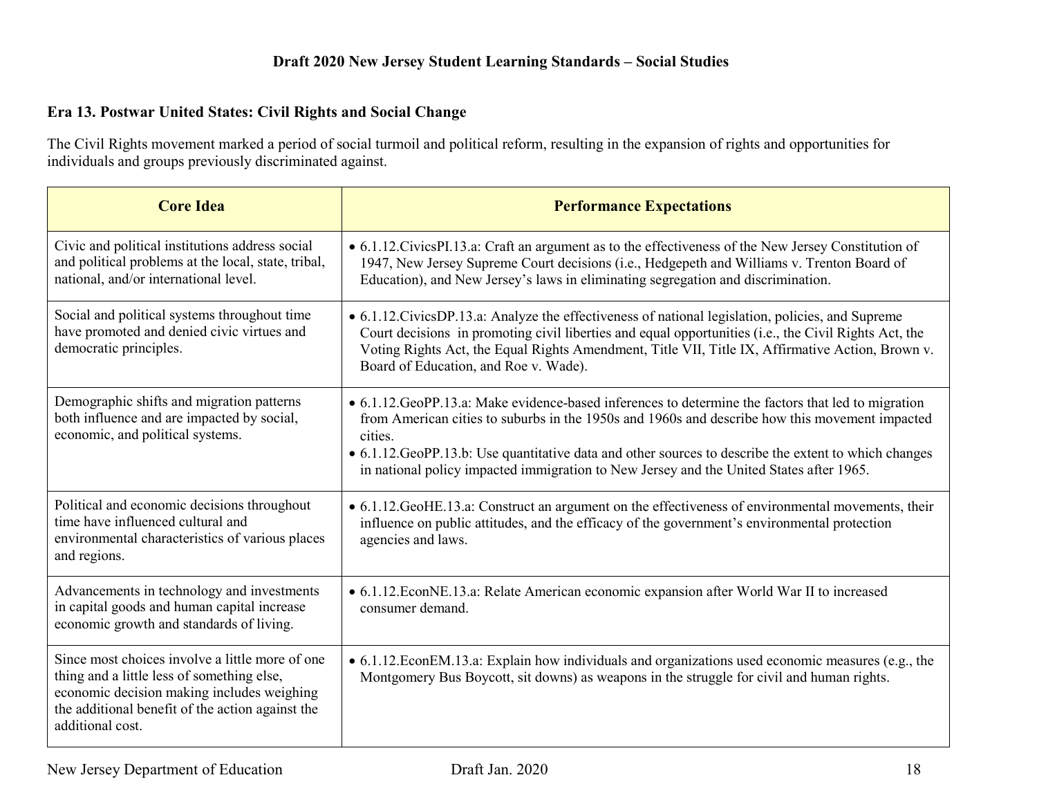## Era 13. Postwar United States: Civil Rights and Social Change

The Civil Rights movement marked a period of social turmoil and political reform, resulting in the expansion of rights and opportunities for individuals and groups previously discriminated against.

| Core Idea | Performance Expectations |
|---|---|
| Civic and political institutions address social and political problems at the local, state, tribal, national, and/or international level. | • 6.1.12.CivicsPI.13.a: Craft an argument as to the effectiveness of the New Jersey Constitution of 1947, New Jersey Supreme Court decisions (i.e., Hedgepeth and Williams v. Trenton Board of Education), and New Jersey's laws in eliminating segregation and discrimination. |
| Social and political systems throughout time have promoted and denied civic virtues and democratic principles. | • 6.1.12.CivicsDP.13.a: Analyze the effectiveness of national legislation, policies, and Supreme Court decisions in promoting civil liberties and equal opportunities (i.e., the Civil Rights Act, the Voting Rights Act, the Equal Rights Amendment, Title VII, Title IX, Affirmative Action, Brown v. Board of Education, and Roe v. Wade). |
| Demographic shifts and migration patterns both influence and are impacted by social, economic, and political systems. | • 6.1.12.GeoPP.13.a: Make evidence-based inferences to determine the factors that led to migration from American cities to suburbs in the 1950s and 1960s and describe how this movement impacted cities.<br>• 6.1.12.GeoPP.13.b: Use quantitative data and other sources to describe the extent to which changes in national policy impacted immigration to New Jersey and the United States after 1965. |
| Political and economic decisions throughout time have influenced cultural and environmental characteristics of various places and regions. | • 6.1.12.GeoHE.13.a: Construct an argument on the effectiveness of environmental movements, their influence on public attitudes, and the efficacy of the government's environmental protection agencies and laws. |
| Advancements in technology and investments in capital goods and human capital increase economic growth and standards of living. | • 6.1.12.EconNE.13.a: Relate American economic expansion after World War II to increased consumer demand. |
| Since most choices involve a little more of one thing and a little less of something else, economic decision making includes weighing the additional benefit of the action against the additional cost. | • 6.1.12.EconEM.13.a: Explain how individuals and organizations used economic measures (e.g., the Montgomery Bus Boycott, sit downs) as weapons in the struggle for civil and human rights. |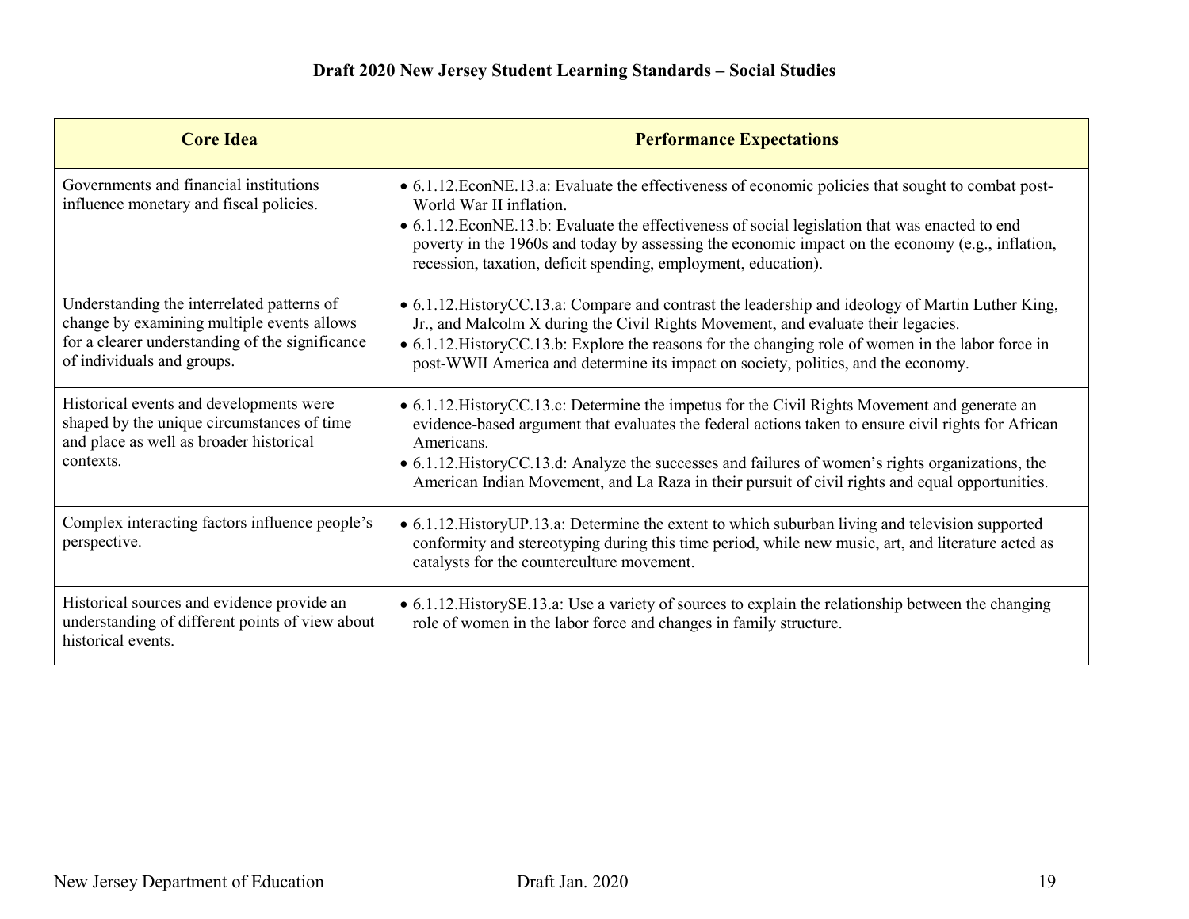**Draft 2020 New Jersey Student Learning Standards – Social Studies**

| Core Idea | Performance Expectations |
| --- | --- |
| Governments and financial institutions influence monetary and fiscal policies. | • 6.1.12.EconNE.13.a: Evaluate the effectiveness of economic policies that sought to combat post-World War II inflation.<br>• 6.1.12.EconNE.13.b: Evaluate the effectiveness of social legislation that was enacted to end poverty in the 1960s and today by assessing the economic impact on the economy (e.g., inflation, recession, taxation, deficit spending, employment, education). |
| Understanding the interrelated patterns of change by examining multiple events allows for a clearer understanding of the significance of individuals and groups. | • 6.1.12.HistoryCC.13.a: Compare and contrast the leadership and ideology of Martin Luther King, Jr., and Malcolm X during the Civil Rights Movement, and evaluate their legacies.<br>• 6.1.12.HistoryCC.13.b: Explore the reasons for the changing role of women in the labor force in post-WWII America and determine its impact on society, politics, and the economy. |
| Historical events and developments were shaped by the unique circumstances of time and place as well as broader historical contexts. | • 6.1.12.HistoryCC.13.c: Determine the impetus for the Civil Rights Movement and generate an evidence-based argument that evaluates the federal actions taken to ensure civil rights for African Americans.<br>• 6.1.12.HistoryCC.13.d: Analyze the successes and failures of women's rights organizations, the American Indian Movement, and La Raza in their pursuit of civil rights and equal opportunities. |
| Complex interacting factors influence people's perspective. | • 6.1.12.HistoryUP.13.a: Determine the extent to which suburban living and television supported conformity and stereotyping during this time period, while new music, art, and literature acted as catalysts for the counterculture movement. |
| Historical sources and evidence provide an understanding of different points of view about historical events. | • 6.1.12.HistorySE.13.a: Use a variety of sources to explain the relationship between the changing role of women in the labor force and changes in family structure. |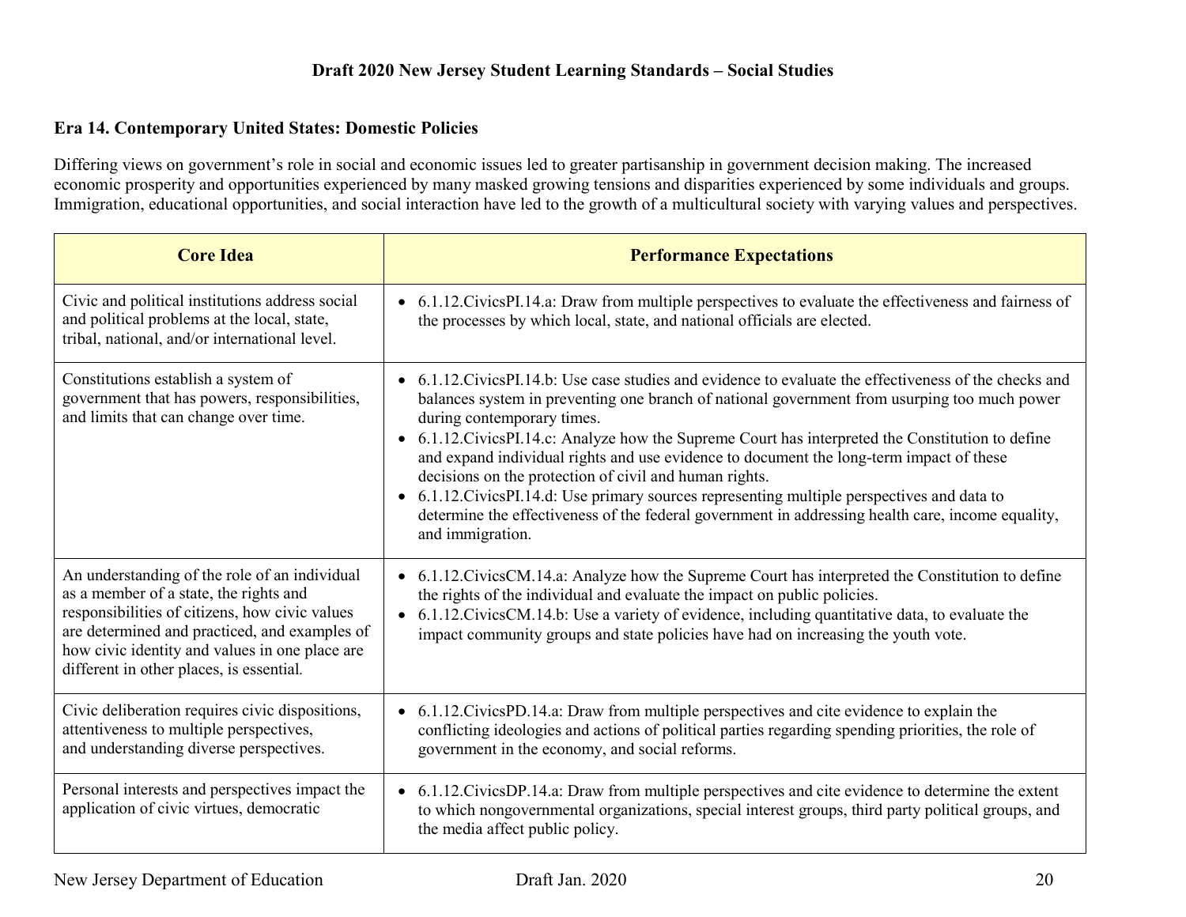## Era 14. Contemporary United States: Domestic Policies

Differing views on government's role in social and economic issues led to greater partisanship in government decision making. The increased economic prosperity and opportunities experienced by many masked growing tensions and disparities experienced by some individuals and groups. Immigration, educational opportunities, and social interaction have led to the growth of a multicultural society with varying values and perspectives.

| Core Idea | Performance Expectations |
|---|---|
| Civic and political institutions address social and political problems at the local, state, tribal, national, and/or international level. | • 6.1.12.CivicsPI.14.a: Draw from multiple perspectives to evaluate the effectiveness and fairness of the processes by which local, state, and national officials are elected. |
| Constitutions establish a system of government that has powers, responsibilities, and limits that can change over time. | • 6.1.12.CivicsPI.14.b: Use case studies and evidence to evaluate the effectiveness of the checks and balances system in preventing one branch of national government from usurping too much power during contemporary times.<br>• 6.1.12.CivicsPI.14.c: Analyze how the Supreme Court has interpreted the Constitution to define and expand individual rights and use evidence to document the long-term impact of these decisions on the protection of civil and human rights.<br>• 6.1.12.CivicsPI.14.d: Use primary sources representing multiple perspectives and data to determine the effectiveness of the federal government in addressing health care, income equality, and immigration. |
| An understanding of the role of an individual as a member of a state, the rights and responsibilities of citizens, how civic values are determined and practiced, and examples of how civic identity and values in one place are different in other places, is essential. | • 6.1.12.CivicsCM.14.a: Analyze how the Supreme Court has interpreted the Constitution to define the rights of the individual and evaluate the impact on public policies.<br>• 6.1.12.CivicsCM.14.b: Use a variety of evidence, including quantitative data, to evaluate the impact community groups and state policies have had on increasing the youth vote. |
| Civic deliberation requires civic dispositions, attentiveness to multiple perspectives, and understanding diverse perspectives. | • 6.1.12.CivicsPD.14.a: Draw from multiple perspectives and cite evidence to explain the conflicting ideologies and actions of political parties regarding spending priorities, the role of government in the economy, and social reforms. |
| Personal interests and perspectives impact the application of civic virtues, democratic | • 6.1.12.CivicsDP.14.a: Draw from multiple perspectives and cite evidence to determine the extent to which nongovernmental organizations, special interest groups, third party political groups, and the media affect public policy. |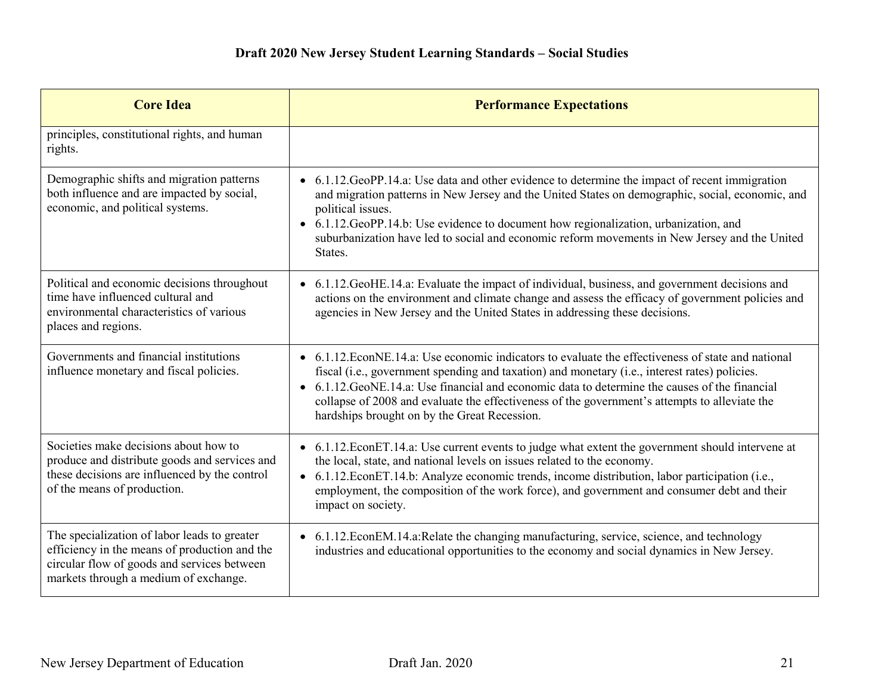| Core Idea | Performance Expectations |
|---|---|
| principles, constitutional rights, and human rights. | |
| Demographic shifts and migration patterns both influence and are impacted by social, economic, and political systems. | • 6.1.12.GeoPP.14.a: Use data and other evidence to determine the impact of recent immigration and migration patterns in New Jersey and the United States on demographic, social, economic, and political issues.<br>• 6.1.12.GeoPP.14.b: Use evidence to document how regionalization, urbanization, and suburbanization have led to social and economic reform movements in New Jersey and the United States. |
| Political and economic decisions throughout time have influenced cultural and environmental characteristics of various places and regions. | • 6.1.12.GeoHE.14.a: Evaluate the impact of individual, business, and government decisions and actions on the environment and climate change and assess the efficacy of government policies and agencies in New Jersey and the United States in addressing these decisions. |
| Governments and financial institutions influence monetary and fiscal policies. | • 6.1.12.EconNE.14.a: Use economic indicators to evaluate the effectiveness of state and national fiscal (i.e., government spending and taxation) and monetary (i.e., interest rates) policies.<br>• 6.1.12.GeoNE.14.a: Use financial and economic data to determine the causes of the financial collapse of 2008 and evaluate the effectiveness of the government's attempts to alleviate the hardships brought on by the Great Recession. |
| Societies make decisions about how to produce and distribute goods and services and these decisions are influenced by the control of the means of production. | • 6.1.12.EconET.14.a: Use current events to judge what extent the government should intervene at the local, state, and national levels on issues related to the economy.<br>• 6.1.12.EconET.14.b: Analyze economic trends, income distribution, labor participation (i.e., employment, the composition of the work force), and government and consumer debt and their impact on society. |
| The specialization of labor leads to greater efficiency in the means of production and the circular flow of goods and services between markets through a medium of exchange. | • 6.1.12.EconEM.14.a:Relate the changing manufacturing, service, science, and technology industries and educational opportunities to the economy and social dynamics in New Jersey. |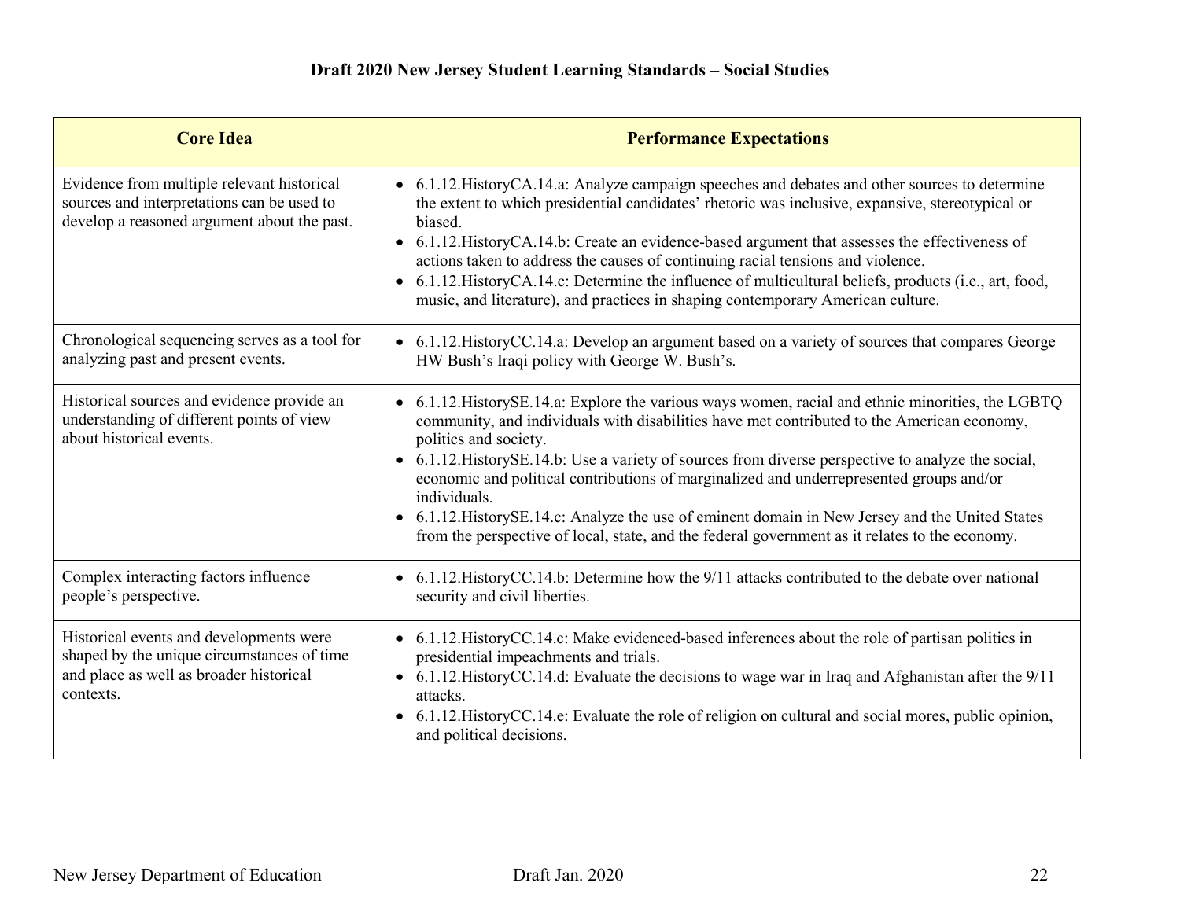**Draft 2020 New Jersey Student Learning Standards – Social Studies**

| Core Idea | Performance Expectations |
|---|---|
| Evidence from multiple relevant historical sources and interpretations can be used to develop a reasoned argument about the past. | • 6.1.12.HistoryCA.14.a: Analyze campaign speeches and debates and other sources to determine the extent to which presidential candidates' rhetoric was inclusive, expansive, stereotypical or biased.<br>• 6.1.12.HistoryCA.14.b: Create an evidence-based argument that assesses the effectiveness of actions taken to address the causes of continuing racial tensions and violence.<br>• 6.1.12.HistoryCA.14.c: Determine the influence of multicultural beliefs, products (i.e., art, food, music, and literature), and practices in shaping contemporary American culture. |
| Chronological sequencing serves as a tool for analyzing past and present events. | • 6.1.12.HistoryCC.14.a: Develop an argument based on a variety of sources that compares George HW Bush's Iraqi policy with George W. Bush's. |
| Historical sources and evidence provide an understanding of different points of view about historical events. | • 6.1.12.HistorySE.14.a: Explore the various ways women, racial and ethnic minorities, the LGBTQ community, and individuals with disabilities have met contributed to the American economy, politics and society.<br>• 6.1.12.HistorySE.14.b: Use a variety of sources from diverse perspective to analyze the social, economic and political contributions of marginalized and underrepresented groups and/or individuals.<br>• 6.1.12.HistorySE.14.c: Analyze the use of eminent domain in New Jersey and the United States from the perspective of local, state, and the federal government as it relates to the economy. |
| Complex interacting factors influence people's perspective. | • 6.1.12.HistoryCC.14.b: Determine how the 9/11 attacks contributed to the debate over national security and civil liberties. |
| Historical events and developments were shaped by the unique circumstances of time and place as well as broader historical contexts. | • 6.1.12.HistoryCC.14.c: Make evidenced-based inferences about the role of partisan politics in presidential impeachments and trials.<br>• 6.1.12.HistoryCC.14.d: Evaluate the decisions to wage war in Iraq and Afghanistan after the 9/11 attacks.<br>• 6.1.12.HistoryCC.14.e: Evaluate the role of religion on cultural and social mores, public opinion, and political decisions. |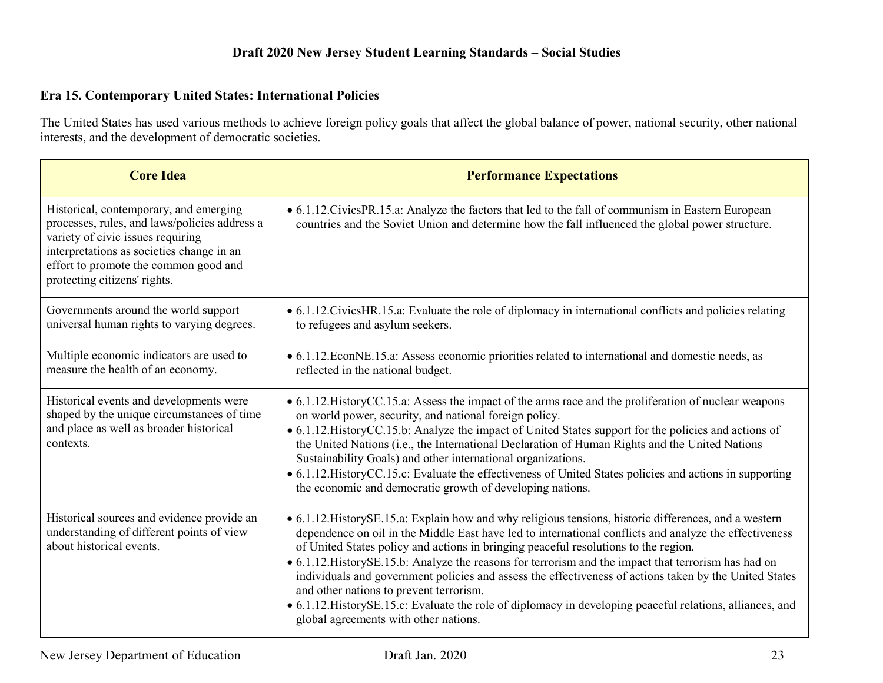### Era 15. Contemporary United States: International Policies

The United States has used various methods to achieve foreign policy goals that affect the global balance of power, national security, other national interests, and the development of democratic societies.

| Core Idea | Performance Expectations |
| --- | --- |
| Historical, contemporary, and emerging processes, rules, and laws/policies address a variety of civic issues requiring interpretations as societies change in an effort to promote the common good and protecting citizens' rights. | • 6.1.12.CivicsPR.15.a: Analyze the factors that led to the fall of communism in Eastern European countries and the Soviet Union and determine how the fall influenced the global power structure. |
| Governments around the world support universal human rights to varying degrees. | • 6.1.12.CivicsHR.15.a: Evaluate the role of diplomacy in international conflicts and policies relating to refugees and asylum seekers. |
| Multiple economic indicators are used to measure the health of an economy. | • 6.1.12.EconNE.15.a: Assess economic priorities related to international and domestic needs, as reflected in the national budget. |
| Historical events and developments were shaped by the unique circumstances of time and place as well as broader historical contexts. | • 6.1.12.HistoryCC.15.a: Assess the impact of the arms race and the proliferation of nuclear weapons on world power, security, and national foreign policy.<br>• 6.1.12.HistoryCC.15.b: Analyze the impact of United States support for the policies and actions of the United Nations (i.e., the International Declaration of Human Rights and the United Nations Sustainability Goals) and other international organizations.<br>• 6.1.12.HistoryCC.15.c: Evaluate the effectiveness of United States policies and actions in supporting the economic and democratic growth of developing nations. |
| Historical sources and evidence provide an understanding of different points of view about historical events. | • 6.1.12.HistorySE.15.a: Explain how and why religious tensions, historic differences, and a western dependence on oil in the Middle East have led to international conflicts and analyze the effectiveness of United States policy and actions in bringing peaceful resolutions to the region.<br>• 6.1.12.HistorySE.15.b: Analyze the reasons for terrorism and the impact that terrorism has had on individuals and government policies and assess the effectiveness of actions taken by the United States and other nations to prevent terrorism.<br>• 6.1.12.HistorySE.15.c: Evaluate the role of diplomacy in developing peaceful relations, alliances, and global agreements with other nations. |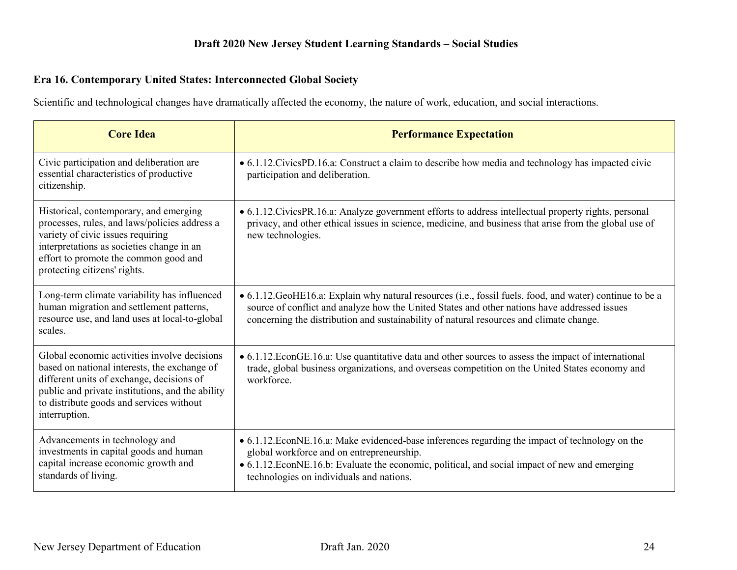## Era 16. Contemporary United States: Interconnected Global Society

Scientific and technological changes have dramatically affected the economy, the nature of work, education, and social interactions.

| Core Idea | Performance Expectation |
|---|---|
| Civic participation and deliberation are essential characteristics of productive citizenship. | • 6.1.12.CivicsPD.16.a: Construct a claim to describe how media and technology has impacted civic participation and deliberation. |
| Historical, contemporary, and emerging processes, rules, and laws/policies address a variety of civic issues requiring interpretations as societies change in an effort to promote the common good and protecting citizens' rights. | • 6.1.12.CivicsPR.16.a: Analyze government efforts to address intellectual property rights, personal privacy, and other ethical issues in science, medicine, and business that arise from the global use of new technologies. |
| Long-term climate variability has influenced human migration and settlement patterns, resource use, and land uses at local-to-global scales. | • 6.1.12.GeoHE16.a: Explain why natural resources (i.e., fossil fuels, food, and water) continue to be a source of conflict and analyze how the United States and other nations have addressed issues concerning the distribution and sustainability of natural resources and climate change. |
| Global economic activities involve decisions based on national interests, the exchange of different units of exchange, decisions of public and private institutions, and the ability to distribute goods and services without interruption. | • 6.1.12.EconGE.16.a: Use quantitative data and other sources to assess the impact of international trade, global business organizations, and overseas competition on the United States economy and workforce. |
| Advancements in technology and investments in capital goods and human capital increase economic growth and standards of living. | • 6.1.12.EconNE.16.a: Make evidenced-base inferences regarding the impact of technology on the global workforce and on entrepreneurship.<br>• 6.1.12.EconNE.16.b: Evaluate the economic, political, and social impact of new and emerging technologies on individuals and nations. |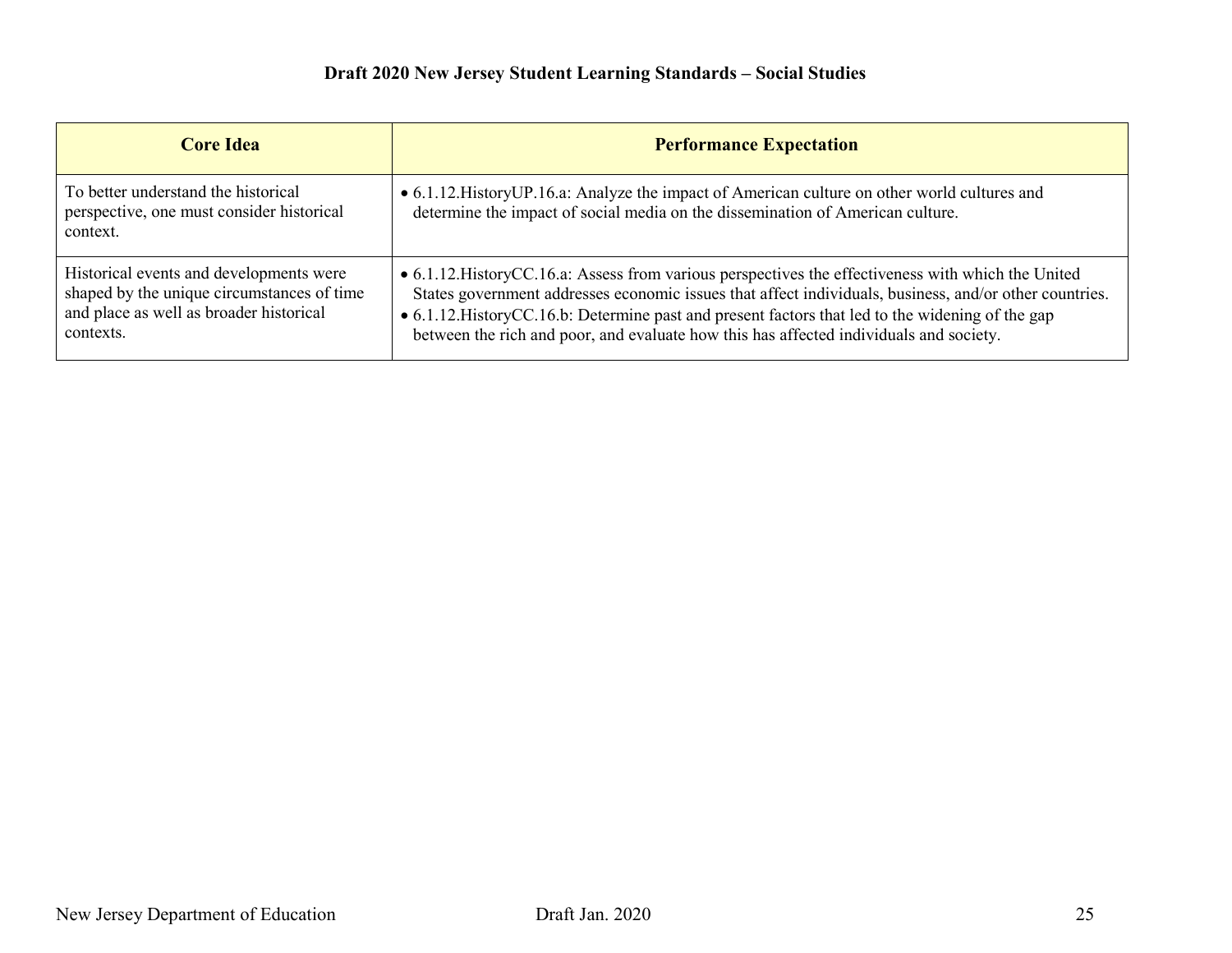| Core Idea | Performance Expectation |
| --- | --- |
| To better understand the historical perspective, one must consider historical context. | • 6.1.12.HistoryUP.16.a: Analyze the impact of American culture on other world cultures and determine the impact of social media on the dissemination of American culture. |
| Historical events and developments were shaped by the unique circumstances of time and place as well as broader historical contexts. | • 6.1.12.HistoryCC.16.a: Assess from various perspectives the effectiveness with which the United States government addresses economic issues that affect individuals, business, and/or other countries. <br>• 6.1.12.HistoryCC.16.b: Determine past and present factors that led to the widening of the gap between the rich and poor, and evaluate how this has affected individuals and society. |